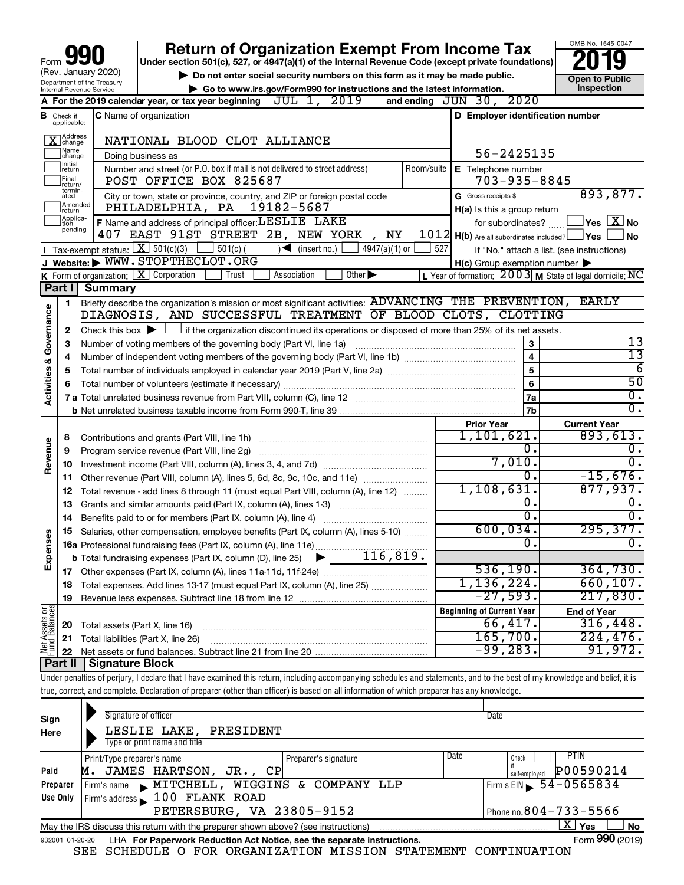# Form 990 — Return of Organization Exempt From Income Tax

Form **990** (Rev. January 2020)
Department of the Treasury
Internal Revenue Service

**Return of Organization Exempt From Income Tax**
Under section 501(c), 527, or 4947(a)(1) of the Internal Revenue Code (except private foundations)
▶ Do not enter social security numbers on this form as it may be made public.
▶ Go to www.irs.gov/Form990 for instructions and the latest information.

OMB No. 1545-0047
**2019**
**Open to Public Inspection**

**A** For the 2019 calendar year, or tax year beginning JUL 1, 2019 and ending JUN 30, 2020

**B** Check if applicable:
- [X] Address change
- [ ] Name change
- [ ] Initial return
- [ ] Final return/terminated
- [ ] Amended return
- [ ] Application pending

**C** Name of organization: NATIONAL BLOOD CLOT ALLIANCE
Doing business as
Number and street (or P.O. box if mail is not delivered to street address): POST OFFICE BOX 825687 Room/suite
City or town, state or province, country, and ZIP or foreign postal code: PHILADELPHIA, PA 19182-5687

**D** Employer identification number: 56-2425135
**E** Telephone number: 703-935-8845
**G** Gross receipts $ 893,877.

**F** Name and address of principal officer: LESLIE LAKE
407 EAST 91ST STREET 2B, NEW YORK , NY 1012

**H(a)** Is this a group return for subordinates? [ ] Yes [X] No
**H(b)** Are all subordinates included? [ ] Yes [ ] No
If "No," attach a list. (see instructions)
**H(c)** Group exemption number ▶

**I** Tax-exempt status: [X] 501(c)(3) [ ] 501(c) ( ) ◀ (insert no.) [ ] 4947(a)(1) or [ ] 527
**J** Website: ▶ WWW.STOPTHECLOT.ORG
**K** Form of organization: [X] Corporation [ ] Trust [ ] Association [ ] Other ▶
**L** Year of formation: 2003 **M** State of legal domicile: NC

## Part I Summary

**Activities & Governance**

1. Briefly describe the organization's mission or most significant activities: ADVANCING THE PREVENTION, EARLY DIAGNOSIS, AND SUCCESSFUL TREATMENT OF BLOOD CLOTS, CLOTTING
2. Check this box ▶ [ ] if the organization discontinued its operations or disposed of more than 25% of its net assets.

| | | Line | |
|---|---|---|---|
| 3 | Number of voting members of the governing body (Part VI, line 1a) | 3 | 13 |
| 4 | Number of independent voting members of the governing body (Part VI, line 1b) | 4 | 13 |
| 5 | Total number of individuals employed in calendar year 2019 (Part V, line 2a) | 5 | 6 |
| 6 | Total number of volunteers (estimate if necessary) | 6 | 50 |
| 7a | Total unrelated business revenue from Part VIII, column (C), line 12 | 7a | 0. |
| b | Net unrelated business taxable income from Form 990-T, line 39 | 7b | 0. |

| | | Prior Year | Current Year |
|---|---|---|---|
| **Revenue** | | | |
| 8 | Contributions and grants (Part VIII, line 1h) | 1,101,621. | 893,613. |
| 9 | Program service revenue (Part VIII, line 2g) | 0. | 0. |
| 10 | Investment income (Part VIII, column (A), lines 3, 4, and 7d) | 7,010. | 0. |
| 11 | Other revenue (Part VIII, column (A), lines 5, 6d, 8c, 9c, 10c, and 11e) | 0. | -15,676. |
| 12 | Total revenue - add lines 8 through 11 (must equal Part VIII, column (A), line 12) | 1,108,631. | 877,937. |
| **Expenses** | | | |
| 13 | Grants and similar amounts paid (Part IX, column (A), lines 1-3) | 0. | 0. |
| 14 | Benefits paid to or for members (Part IX, column (A), line 4) | 0. | 0. |
| 15 | Salaries, other compensation, employee benefits (Part IX, column (A), lines 5-10) | 600,034. | 295,377. |
| 16a | Professional fundraising fees (Part IX, column (A), line 11e) | 0. | 0. |
| b | Total fundraising expenses (Part IX, column (D), line 25) ▶ 116,819. | | |
| 17 | Other expenses (Part IX, column (A), lines 11a-11d, 11f-24e) | 536,190. | 364,730. |
| 18 | Total expenses. Add lines 13-17 (must equal Part IX, column (A), line 25) | 1,136,224. | 660,107. |
| 19 | Revenue less expenses. Subtract line 18 from line 12 | -27,593. | 217,830. |

| **Net Assets or Fund Balances** | | Beginning of Current Year | End of Year |
|---|---|---|---|
| 20 | Total assets (Part X, line 16) | 66,417. | 316,448. |
| 21 | Total liabilities (Part X, line 26) | 165,700. | 224,476. |
| 22 | Net assets or fund balances. Subtract line 21 from line 20 | -99,283. | 91,972. |

## Part II Signature Block

Under penalties of perjury, I declare that I have examined this return, including accompanying schedules and statements, and to the best of my knowledge and belief, it is true, correct, and complete. Declaration of preparer (other than officer) is based on all information of which preparer has any knowledge.

**Sign Here**
Signature of officer — Date
LESLIE LAKE, PRESIDENT
Type or print name and title

**Paid Preparer Use Only**
Print/Type preparer's name: M. JAMES HARTSON, JR., CP
Preparer's signature
Date
Check [ ] if self-employed
PTIN: P00590214
Firm's name ▶ MITCHELL, WIGGINS & COMPANY LLP
Firm's EIN ▶ 54-0565834
Firm's address ▶ 100 FLANK ROAD, PETERSBURG, VA 23805-9152
Phone no. 804-733-5566

May the IRS discuss this return with the preparer shown above? (see instructions) [X] Yes [ ] No

932001 01-20-20 LHA For Paperwork Reduction Act Notice, see the separate instructions. Form **990** (2019)

SEE SCHEDULE O FOR ORGANIZATION MISSION STATEMENT CONTINUATION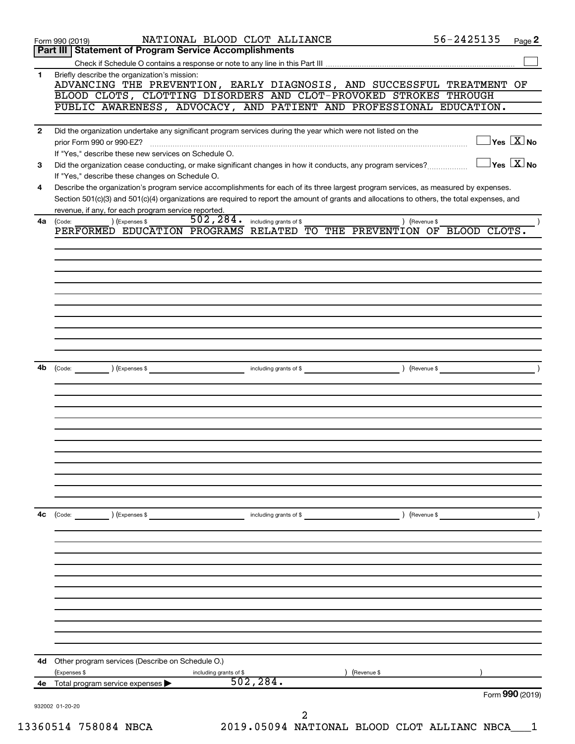Form 990 (2019) NATIONAL BLOOD CLOT ALLIANCE 56-2425135 Page 2

## Part III | Statement of Program Service Accomplishments

Check if Schedule O contains a response or note to any line in this Part III [ ]

**1** Briefly describe the organization's mission:

ADVANCING THE PREVENTION, EARLY DIAGNOSIS, AND SUCCESSFUL TREATMENT OF BLOOD CLOTS, CLOTTING DISORDERS AND CLOT-PROVOKED STROKES THROUGH PUBLIC AWARENESS, ADVOCACY, AND PATIENT AND PROFESSIONAL EDUCATION.

**2** Did the organization undertake any significant program services during the year which were not listed on the prior Form 990 or 990-EZ? [ ] Yes [X] No

If "Yes," describe these new services on Schedule O.

**3** Did the organization cease conducting, or make significant changes in how it conducts, any program services? [ ] Yes [X] No

If "Yes," describe these changes on Schedule O.

**4** Describe the organization's program service accomplishments for each of its three largest program services, as measured by expenses. Section 501(c)(3) and 501(c)(4) organizations are required to report the amount of grants and allocations to others, the total expenses, and revenue, if any, for each program service reported.

**4a** (Code: ) (Expenses $ 502,284. including grants of $ ) (Revenue $ )

PERFORMED EDUCATION PROGRAMS RELATED TO THE PREVENTION OF BLOOD CLOTS.

**4b** (Code: ) (Expenses $ including grants of $ ) (Revenue $ )

**4c** (Code: ) (Expenses $ including grants of $ ) (Revenue $ )

**4d** Other program services (Describe on Schedule O.)

(Expenses $ including grants of $ ) (Revenue $ )

**4e** Total program service expenses ▶ 502,284.

Form 990 (2019)

932002 01-20-20

13360514 758084 NBCA 2019.05094 NATIONAL BLOOD CLOT ALLIANC NBCA___1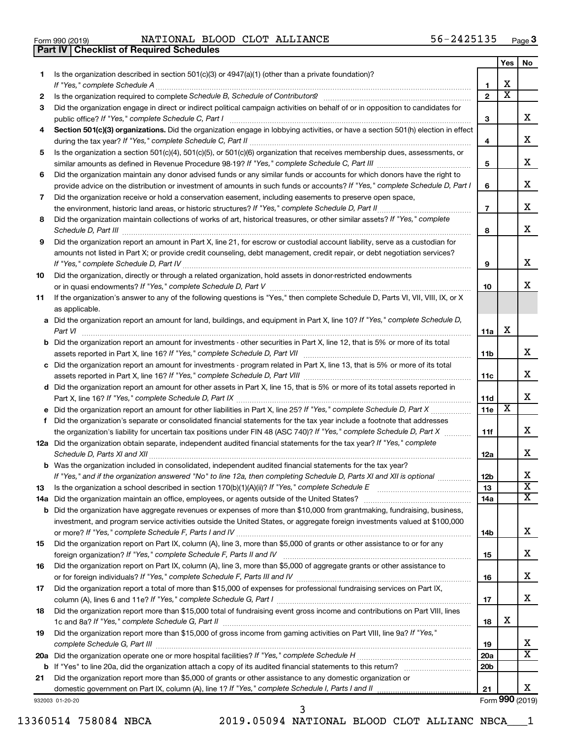Form 990 (2019) NATIONAL BLOOD CLOT ALLIANCE 56-2425135 Page 3

**Part IV Checklist of Required Schedules**

| | | | Yes | No |
|---|---|---|---|---|
| 1 | Is the organization described in section 501(c)(3) or 4947(a)(1) (other than a private foundation)? *If "Yes," complete Schedule A* | 1 | X | |
| 2 | Is the organization required to complete *Schedule B, Schedule of Contributors*? | 2 | X | |
| 3 | Did the organization engage in direct or indirect political campaign activities on behalf of or in opposition to candidates for public office? *If "Yes," complete Schedule C, Part I* | 3 | | X |
| 4 | **Section 501(c)(3) organizations.** Did the organization engage in lobbying activities, or have a section 501(h) election in effect during the tax year? *If "Yes," complete Schedule C, Part II* | 4 | | X |
| 5 | Is the organization a section 501(c)(4), 501(c)(5), or 501(c)(6) organization that receives membership dues, assessments, or similar amounts as defined in Revenue Procedure 98-19? *If "Yes," complete Schedule C, Part III* | 5 | | X |
| 6 | Did the organization maintain any donor advised funds or any similar funds or accounts for which donors have the right to provide advice on the distribution or investment of amounts in such funds or accounts? *If "Yes," complete Schedule D, Part I* | 6 | | X |
| 7 | Did the organization receive or hold a conservation easement, including easements to preserve open space, the environment, historic land areas, or historic structures? *If "Yes," complete Schedule D, Part II* | 7 | | X |
| 8 | Did the organization maintain collections of works of art, historical treasures, or other similar assets? *If "Yes," complete Schedule D, Part III* | 8 | | X |
| 9 | Did the organization report an amount in Part X, line 21, for escrow or custodial account liability, serve as a custodian for amounts not listed in Part X; or provide credit counseling, debt management, credit repair, or debt negotiation services? *If "Yes," complete Schedule D, Part IV* | 9 | | X |
| 10 | Did the organization, directly or through a related organization, hold assets in donor-restricted endowments or in quasi endowments? *If "Yes," complete Schedule D, Part V* | 10 | | X |
| 11 | If the organization's answer to any of the following questions is "Yes," then complete Schedule D, Parts VI, VII, VIII, IX, or X as applicable. | | | |
| a | Did the organization report an amount for land, buildings, and equipment in Part X, line 10? *If "Yes," complete Schedule D, Part VI* | 11a | X | |
| b | Did the organization report an amount for investments - other securities in Part X, line 12, that is 5% or more of its total assets reported in Part X, line 16? *If "Yes," complete Schedule D, Part VII* | 11b | | X |
| c | Did the organization report an amount for investments - program related in Part X, line 13, that is 5% or more of its total assets reported in Part X, line 16? *If "Yes," complete Schedule D, Part VIII* | 11c | | X |
| d | Did the organization report an amount for other assets in Part X, line 15, that is 5% or more of its total assets reported in Part X, line 16? *If "Yes," complete Schedule D, Part IX* | 11d | | X |
| e | Did the organization report an amount for other liabilities in Part X, line 25? *If "Yes," complete Schedule D, Part X* | 11e | X | |
| f | Did the organization's separate or consolidated financial statements for the tax year include a footnote that addresses the organization's liability for uncertain tax positions under FIN 48 (ASC 740)? *If "Yes," complete Schedule D, Part X* | 11f | | X |
| 12a | Did the organization obtain separate, independent audited financial statements for the tax year? *If "Yes," complete Schedule D, Parts XI and XII* | 12a | | X |
| b | Was the organization included in consolidated, independent audited financial statements for the tax year? *If "Yes," and if the organization answered "No" to line 12a, then completing Schedule D, Parts XI and XII is optional* | 12b | | X |
| 13 | Is the organization a school described in section 170(b)(1)(A)(ii)? *If "Yes," complete Schedule E* | 13 | | X |
| 14a | Did the organization maintain an office, employees, or agents outside of the United States? | 14a | | X |
| b | Did the organization have aggregate revenues or expenses of more than $10,000 from grantmaking, fundraising, business, investment, and program service activities outside the United States, or aggregate foreign investments valued at $100,000 or more? *If "Yes," complete Schedule F, Parts I and IV* | 14b | | X |
| 15 | Did the organization report on Part IX, column (A), line 3, more than $5,000 of grants or other assistance to or for any foreign organization? *If "Yes," complete Schedule F, Parts II and IV* | 15 | | X |
| 16 | Did the organization report on Part IX, column (A), line 3, more than $5,000 of aggregate grants or other assistance to or for foreign individuals? *If "Yes," complete Schedule F, Parts III and IV* | 16 | | X |
| 17 | Did the organization report a total of more than $15,000 of expenses for professional fundraising services on Part IX, column (A), lines 6 and 11e? *If "Yes," complete Schedule G, Part I* | 17 | | X |
| 18 | Did the organization report more than $15,000 total of fundraising event gross income and contributions on Part VIII, lines 1c and 8a? *If "Yes," complete Schedule G, Part II* | 18 | X | |
| 19 | Did the organization report more than $15,000 of gross income from gaming activities on Part VIII, line 9a? *If "Yes," complete Schedule G, Part III* | 19 | | X |
| 20a | Did the organization operate one or more hospital facilities? *If "Yes," complete Schedule H* | 20a | | X |
| b | If "Yes" to line 20a, did the organization attach a copy of its audited financial statements to this return? | 20b | | |
| 21 | Did the organization report more than $5,000 of grants or other assistance to any domestic organization or domestic government on Part IX, column (A), line 1? *If "Yes," complete Schedule I, Parts I and II* | 21 | | X |

932003 01-20-20 Form **990** (2019)

13360514 758084 NBCA 2019.05094 NATIONAL BLOOD CLOT ALLIANC NBCA___1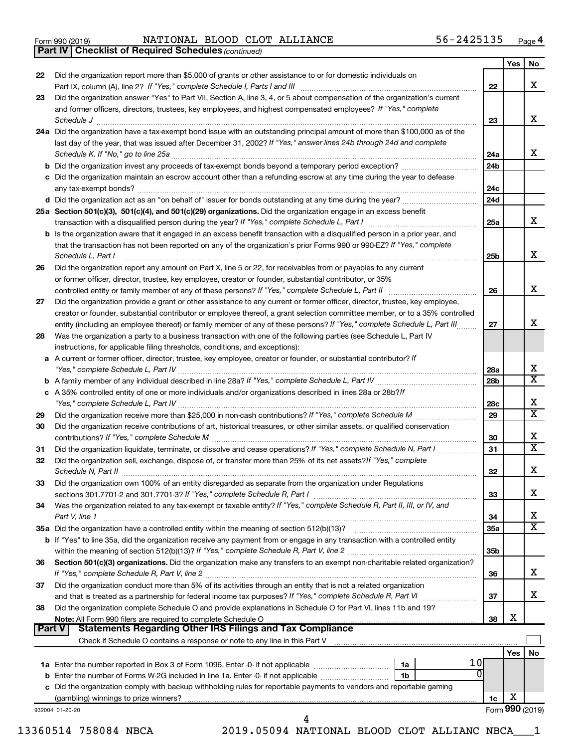Form 990 (2019) NATIONAL BLOOD CLOT ALLIANCE 56-2425135 Page 4

## Part IV Checklist of Required Schedules *(continued)*

| | | | Yes | No |
|---|---|---|---|---|
| 22 | Did the organization report more than $5,000 of grants or other assistance to or for domestic individuals on Part IX, column (A), line 2? *If "Yes," complete Schedule I, Parts I and III* | 22 | | X |
| 23 | Did the organization answer "Yes" to Part VII, Section A, line 3, 4, or 5 about compensation of the organization's current and former officers, directors, trustees, key employees, and highest compensated employees? *If "Yes," complete Schedule J* | 23 | | X |
| 24a | Did the organization have a tax-exempt bond issue with an outstanding principal amount of more than $100,000 as of the last day of the year, that was issued after December 31, 2002? *If "Yes," answer lines 24b through 24d and complete Schedule K. If "No," go to line 25a* | 24a | | X |
| b | Did the organization invest any proceeds of tax-exempt bonds beyond a temporary period exception? | 24b | | |
| c | Did the organization maintain an escrow account other than a refunding escrow at any time during the year to defease any tax-exempt bonds? | 24c | | |
| d | Did the organization act as an "on behalf of" issuer for bonds outstanding at any time during the year? | 24d | | |
| 25a | **Section 501(c)(3), 501(c)(4), and 501(c)(29) organizations.** Did the organization engage in an excess benefit transaction with a disqualified person during the year? *If "Yes," complete Schedule L, Part I* | 25a | | X |
| b | Is the organization aware that it engaged in an excess benefit transaction with a disqualified person in a prior year, and that the transaction has not been reported on any of the organization's prior Forms 990 or 990-EZ? *If "Yes," complete Schedule L, Part I* | 25b | | X |
| 26 | Did the organization report any amount on Part X, line 5 or 22, for receivables from or payables to any current or former officer, director, trustee, key employee, creator or founder, substantial contributor, or 35% controlled entity or family member of any of these persons? *If "Yes," complete Schedule L, Part II* | 26 | | X |
| 27 | Did the organization provide a grant or other assistance to any current or former officer, director, trustee, key employee, creator or founder, substantial contributor or employee thereof, a grant selection committee member, or to a 35% controlled entity (including an employee thereof) or family member of any of these persons? *If "Yes," complete Schedule L, Part III* | 27 | | X |
| 28 | Was the organization a party to a business transaction with one of the following parties (see Schedule L, Part IV instructions, for applicable filing thresholds, conditions, and exceptions): | | | |
| a | A current or former officer, director, trustee, key employee, creator or founder, or substantial contributor? *If "Yes," complete Schedule L, Part IV* | 28a | | X |
| b | A family member of any individual described in line 28a? *If "Yes," complete Schedule L, Part IV* | 28b | | X |
| c | A 35% controlled entity of one or more individuals and/or organizations described in lines 28a or 28b? *If "Yes," complete Schedule L, Part IV* | 28c | | X |
| 29 | Did the organization receive more than $25,000 in non-cash contributions? *If "Yes," complete Schedule M* | 29 | | X |
| 30 | Did the organization receive contributions of art, historical treasures, or other similar assets, or qualified conservation contributions? *If "Yes," complete Schedule M* | 30 | | X |
| 31 | Did the organization liquidate, terminate, or dissolve and cease operations? *If "Yes," complete Schedule N, Part I* | 31 | | X |
| 32 | Did the organization sell, exchange, dispose of, or transfer more than 25% of its net assets? *If "Yes," complete Schedule N, Part II* | 32 | | X |
| 33 | Did the organization own 100% of an entity disregarded as separate from the organization under Regulations sections 301.7701-2 and 301.7701-3? *If "Yes," complete Schedule R, Part I* | 33 | | X |
| 34 | Was the organization related to any tax-exempt or taxable entity? *If "Yes," complete Schedule R, Part II, III, or IV, and Part V, line 1* | 34 | | X |
| 35a | Did the organization have a controlled entity within the meaning of section 512(b)(13)? | 35a | | X |
| b | If "Yes" to line 35a, did the organization receive any payment from or engage in any transaction with a controlled entity within the meaning of section 512(b)(13)? *If "Yes," complete Schedule R, Part V, line 2* | 35b | | |
| 36 | **Section 501(c)(3) organizations.** Did the organization make any transfers to an exempt non-charitable related organization? *If "Yes," complete Schedule R, Part V, line 2* | 36 | | X |
| 37 | Did the organization conduct more than 5% of its activities through an entity that is not a related organization and that is treated as a partnership for federal income tax purposes? *If "Yes," complete Schedule R, Part VI* | 37 | | X |
| 38 | Did the organization complete Schedule O and provide explanations in Schedule O for Part VI, lines 11b and 19? **Note:** All Form 990 filers are required to complete Schedule O | 38 | X | |

## Part V Statements Regarding Other IRS Filings and Tax Compliance

Check if Schedule O contains a response or note to any line in this Part V

| | | | | | Yes | No |
|---|---|---|---|---|---|---|
| 1a | Enter the number reported in Box 3 of Form 1096. Enter -0- if not applicable | 1a | 10 | | | |
| b | Enter the number of Forms W-2G included in line 1a. Enter -0- if not applicable | 1b | 0 | | | |
| c | Did the organization comply with backup withholding rules for reportable payments to vendors and reportable gaming (gambling) winnings to prize winners? | | | 1c | X | |

932004 01-20-20 Form **990** (2019)

13360514 758084 NBCA 2019.05094 NATIONAL BLOOD CLOT ALLIANC NBCA___1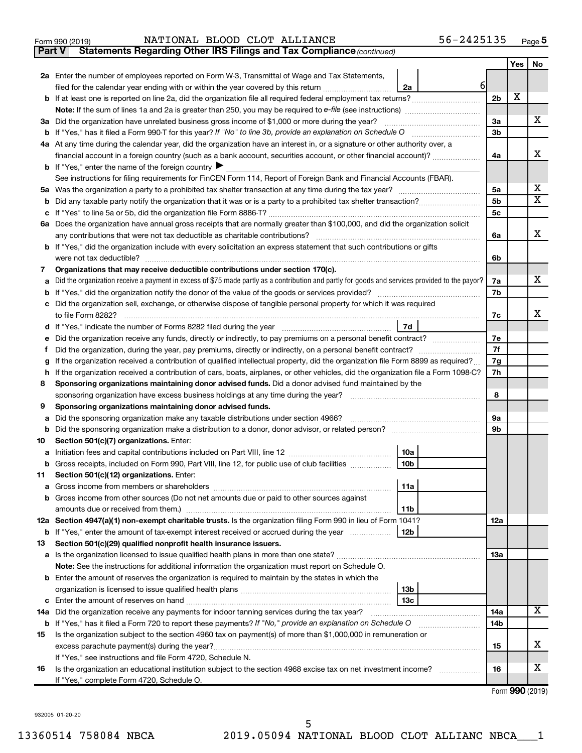Form 990 (2019) NATIONAL BLOOD CLOT ALLIANCE 56-2425135 Page 5

**Part V | Statements Regarding Other IRS Filings and Tax Compliance** *(continued)*

| | | | | Yes | No |
|---|---|---|---|---|---|
| **2a** | Enter the number of employees reported on Form W-3, Transmittal of Wage and Tax Statements, filed for the calendar year ending with or within the year covered by this return | 2a | 6 | | |
| **b** | If at least one is reported on line 2a, did the organization file all required federal employment tax returns? | | 2b | X | |
| | **Note:** If the sum of lines 1a and 2a is greater than 250, you may be required to *e-file* (see instructions) | | | | |
| **3a** | Did the organization have unrelated business gross income of $1,000 or more during the year? | | 3a | | X |
| **b** | If "Yes," has it filed a Form 990-T for this year? *If "No" to line 3b, provide an explanation on Schedule O* | | 3b | | |
| **4a** | At any time during the calendar year, did the organization have an interest in, or a signature or other authority over, a financial account in a foreign country (such as a bank account, securities account, or other financial account)? | | 4a | | X |
| **b** | If "Yes," enter the name of the foreign country ▶ | | | | |
| | See instructions for filing requirements for FinCEN Form 114, Report of Foreign Bank and Financial Accounts (FBAR). | | | | |
| **5a** | Was the organization a party to a prohibited tax shelter transaction at any time during the tax year? | | 5a | | X |
| **b** | Did any taxable party notify the organization that it was or is a party to a prohibited tax shelter transaction? | | 5b | | X |
| **c** | If "Yes" to line 5a or 5b, did the organization file Form 8886-T? | | 5c | | |
| **6a** | Does the organization have annual gross receipts that are normally greater than $100,000, and did the organization solicit any contributions that were not tax deductible as charitable contributions? | | 6a | | X |
| **b** | If "Yes," did the organization include with every solicitation an express statement that such contributions or gifts were not tax deductible? | | 6b | | |
| **7** | **Organizations that may receive deductible contributions under section 170(c).** | | | | |
| **a** | Did the organization receive a payment in excess of $75 made partly as a contribution and partly for goods and services provided to the payor? | | 7a | | X |
| **b** | If "Yes," did the organization notify the donor of the value of the goods or services provided? | | 7b | | |
| **c** | Did the organization sell, exchange, or otherwise dispose of tangible personal property for which it was required to file Form 8282? | | 7c | | X |
| **d** | If "Yes," indicate the number of Forms 8282 filed during the year | 7d | | | |
| **e** | Did the organization receive any funds, directly or indirectly, to pay premiums on a personal benefit contract? | | 7e | | |
| **f** | Did the organization, during the year, pay premiums, directly or indirectly, on a personal benefit contract? | | 7f | | |
| **g** | If the organization received a contribution of qualified intellectual property, did the organization file Form 8899 as required? | | 7g | | |
| **h** | If the organization received a contribution of cars, boats, airplanes, or other vehicles, did the organization file a Form 1098-C? | | 7h | | |
| **8** | **Sponsoring organizations maintaining donor advised funds.** Did a donor advised fund maintained by the sponsoring organization have excess business holdings at any time during the year? | | 8 | | |
| **9** | **Sponsoring organizations maintaining donor advised funds.** | | | | |
| **a** | Did the sponsoring organization make any taxable distributions under section 4966? | | 9a | | |
| **b** | Did the sponsoring organization make a distribution to a donor, donor advisor, or related person? | | 9b | | |
| **10** | **Section 501(c)(7) organizations.** Enter: | | | | |
| **a** | Initiation fees and capital contributions included on Part VIII, line 12 | 10a | | | |
| **b** | Gross receipts, included on Form 990, Part VIII, line 12, for public use of club facilities | 10b | | | |
| **11** | **Section 501(c)(12) organizations.** Enter: | | | | |
| **a** | Gross income from members or shareholders | 11a | | | |
| **b** | Gross income from other sources (Do not net amounts due or paid to other sources against amounts due or received from them.) | 11b | | | |
| **12a** | **Section 4947(a)(1) non-exempt charitable trusts.** Is the organization filing Form 990 in lieu of Form 1041? | | 12a | | |
| **b** | If "Yes," enter the amount of tax-exempt interest received or accrued during the year | 12b | | | |
| **13** | **Section 501(c)(29) qualified nonprofit health insurance issuers.** | | | | |
| **a** | Is the organization licensed to issue qualified health plans in more than one state? | | 13a | | |
| | **Note:** See the instructions for additional information the organization must report on Schedule O. | | | | |
| **b** | Enter the amount of reserves the organization is required to maintain by the states in which the organization is licensed to issue qualified health plans | 13b | | | |
| **c** | Enter the amount of reserves on hand | 13c | | | |
| **14a** | Did the organization receive any payments for indoor tanning services during the tax year? | | 14a | | X |
| **b** | If "Yes," has it filed a Form 720 to report these payments? *If "No," provide an explanation on Schedule O* | | 14b | | |
| **15** | Is the organization subject to the section 4960 tax on payment(s) of more than $1,000,000 in remuneration or excess parachute payment(s) during the year? | | 15 | | X |
| | If "Yes," see instructions and file Form 4720, Schedule N. | | | | |
| **16** | Is the organization an educational institution subject to the section 4968 excise tax on net investment income? | | 16 | | X |
| | If "Yes," complete Form 4720, Schedule O. | | | | |

Form **990** (2019)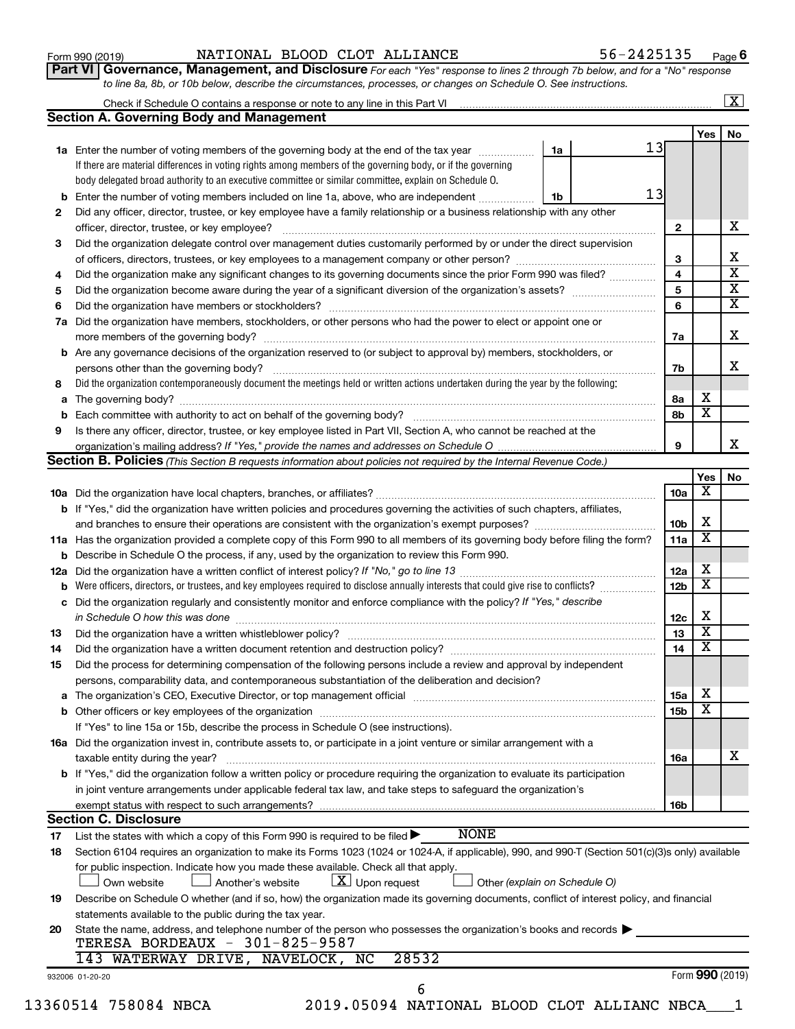Form 990 (2019) NATIONAL BLOOD CLOT ALLIANCE 56-2425135

## Part VI Governance, Management, and Disclosure

*For each "Yes" response to lines 2 through 7b below, and for a "No" response to line 8a, 8b, or 10b below, describe the circumstances, processes, or changes on Schedule O. See instructions.*

Check if Schedule O contains a response or note to any line in this Part VI ..... [X]

### Section A. Governing Body and Management

| | | | | Yes | No |
|---|---|---|---|---|---|
| **1a** | Enter the number of voting members of the governing body at the end of the tax year ..... 1a 13 If there are material differences in voting rights among members of the governing body, or if the governing body delegated broad authority to an executive committee or similar committee, explain on Schedule O. | | | | |
| **b** | Enter the number of voting members included on line 1a, above, who are independent ..... 1b 13 | | | | |
| **2** | Did any officer, director, trustee, or key employee have a family relationship or a business relationship with any other officer, director, trustee, or key employee? | 2 | | | X |
| **3** | Did the organization delegate control over management duties customarily performed by or under the direct supervision of officers, directors, trustees, or key employees to a management company or other person? | 3 | | | X |
| **4** | Did the organization make any significant changes to its governing documents since the prior Form 990 was filed? | 4 | | | X |
| **5** | Did the organization become aware during the year of a significant diversion of the organization's assets? | 5 | | | X |
| **6** | Did the organization have members or stockholders? | 6 | | | X |
| **7a** | Did the organization have members, stockholders, or other persons who had the power to elect or appoint one or more members of the governing body? | 7a | | | X |
| **b** | Are any governance decisions of the organization reserved to (or subject to approval by) members, stockholders, or persons other than the governing body? | 7b | | | X |
| **8** | Did the organization contemporaneously document the meetings held or written actions undertaken during the year by the following: | | | | |
| **a** | The governing body? | 8a | | X | |
| **b** | Each committee with authority to act on behalf of the governing body? | 8b | | X | |
| **9** | Is there any officer, director, trustee, or key employee listed in Part VII, Section A, who cannot be reached at the organization's mailing address? *If "Yes," provide the names and addresses on Schedule O* | 9 | | | X |

### Section B. Policies *(This Section B requests information about policies not required by the Internal Revenue Code.)*

| | | | Yes | No |
|---|---|---|---|---|
| **10a** | Did the organization have local chapters, branches, or affiliates? | 10a | X | |
| **b** | If "Yes," did the organization have written policies and procedures governing the activities of such chapters, affiliates, and branches to ensure their operations are consistent with the organization's exempt purposes? | 10b | X | |
| **11a** | Has the organization provided a complete copy of this Form 990 to all members of its governing body before filing the form? | 11a | X | |
| **b** | Describe in Schedule O the process, if any, used by the organization to review this Form 990. | | | |
| **12a** | Did the organization have a written conflict of interest policy? *If "No," go to line 13* | 12a | X | |
| **b** | Were officers, directors, or trustees, and key employees required to disclose annually interests that could give rise to conflicts? | 12b | X | |
| **c** | Did the organization regularly and consistently monitor and enforce compliance with the policy? *If "Yes," describe in Schedule O how this was done* | 12c | X | |
| **13** | Did the organization have a written whistleblower policy? | 13 | X | |
| **14** | Did the organization have a written document retention and destruction policy? | 14 | X | |
| **15** | Did the process for determining compensation of the following persons include a review and approval by independent persons, comparability data, and contemporaneous substantiation of the deliberation and decision? | | | |
| **a** | The organization's CEO, Executive Director, or top management official | 15a | X | |
| **b** | Other officers or key employees of the organization | 15b | X | |
| | If "Yes" to line 15a or 15b, describe the process in Schedule O (see instructions). | | | |
| **16a** | Did the organization invest in, contribute assets to, or participate in a joint venture or similar arrangement with a taxable entity during the year? | 16a | | X |
| **b** | If "Yes," did the organization follow a written policy or procedure requiring the organization to evaluate its participation in joint venture arrangements under applicable federal tax law, and take steps to safeguard the organization's exempt status with respect to such arrangements? | 16b | | |

### Section C. Disclosure

**17** List the states with which a copy of this Form 990 is required to be filed ▶ NONE

**18** Section 6104 requires an organization to make its Forms 1023 (1024 or 1024-A, if applicable), 990, and 990-T (Section 501(c)(3)s only) available for public inspection. Indicate how you made these available. Check all that apply.

[ ] Own website [ ] Another's website [X] Upon request [ ] Other *(explain on Schedule O)*

**19** Describe on Schedule O whether (and if so, how) the organization made its governing documents, conflict of interest policy, and financial statements available to the public during the tax year.

**20** State the name, address, and telephone number of the person who possesses the organization's books and records ▶

TERESA BORDEAUX - 301-825-9587
143 WATERWAY DRIVE, NAVELOCK, NC 28532

932006 01-20-20 Form **990** (2019)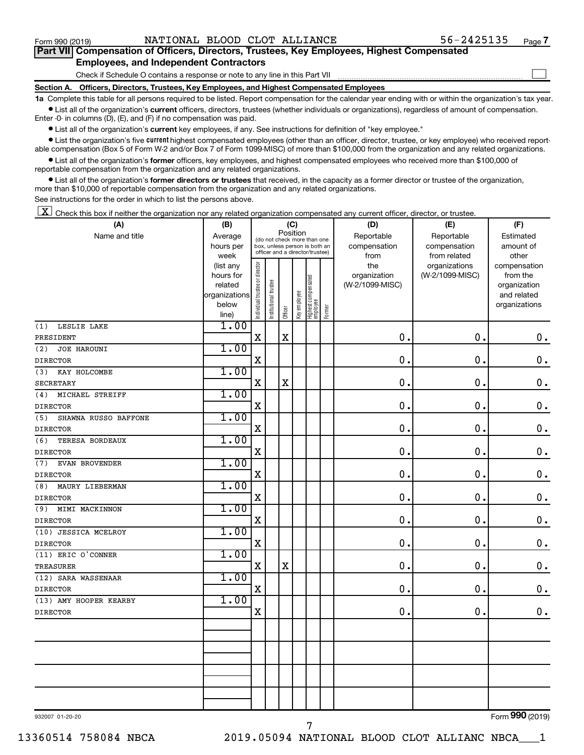Form 990 (2019) NATIONAL BLOOD CLOT ALLIANCE 56-2425135 Page 7

## Part VII Compensation of Officers, Directors, Trustees, Key Employees, Highest Compensated Employees, and Independent Contractors

Check if Schedule O contains a response or note to any line in this Part VII

### Section A. Officers, Directors, Trustees, Key Employees, and Highest Compensated Employees

**1a** Complete this table for all persons required to be listed. Report compensation for the calendar year ending with or within the organization's tax year.

- List all of the organization's **current** officers, directors, trustees (whether individuals or organizations), regardless of amount of compensation. Enter -0- in columns (D), (E), and (F) if no compensation was paid.
- List all of the organization's **current** key employees, if any. See instructions for definition of "key employee."
- List the organization's five **current** highest compensated employees (other than an officer, director, trustee, or key employee) who received reportable compensation (Box 5 of Form W-2 and/or Box 7 of Form 1099-MISC) of more than $100,000 from the organization and any related organizations.
- List all of the organization's **former** officers, key employees, and highest compensated employees who received more than $100,000 of reportable compensation from the organization and any related organizations.
- List all of the organization's **former directors or trustees** that received, in the capacity as a former director or trustee of the organization, more than $10,000 of reportable compensation from the organization and any related organizations.

See instructions for the order in which to list the persons above.

[X] Check this box if neither the organization nor any related organization compensated any current officer, director, or trustee.

| (A) Name and title | (B) Average hours per week (list any hours for related organizations below line) | (C) Position: Individual trustee or director | Institutional trustee | Officer | Key employee | Highest compensated employee | Former | (D) Reportable compensation from the organization (W-2/1099-MISC) | (E) Reportable compensation from related organizations (W-2/1099-MISC) | (F) Estimated amount of other compensation from the organization and related organizations |
|---|---|---|---|---|---|---|---|---|---|---|
| (1) LESLIE LAKE<br>PRESIDENT | 1.00 | X | | X | | | | 0. | 0. | 0. |
| (2) JOE HAROUNI<br>DIRECTOR | 1.00 | X | | | | | | 0. | 0. | 0. |
| (3) KAY HOLCOMBE<br>SECRETARY | 1.00 | X | | X | | | | 0. | 0. | 0. |
| (4) MICHAEL STREIFF<br>DIRECTOR | 1.00 | X | | | | | | 0. | 0. | 0. |
| (5) SHAWNA RUSSO BAFFONE<br>DIRECTOR | 1.00 | X | | | | | | 0. | 0. | 0. |
| (6) TERESA BORDEAUX<br>DIRECTOR | 1.00 | X | | | | | | 0. | 0. | 0. |
| (7) EVAN BROVENDER<br>DIRECTOR | 1.00 | X | | | | | | 0. | 0. | 0. |
| (8) MAURY LIEBERMAN<br>DIRECTOR | 1.00 | X | | | | | | 0. | 0. | 0. |
| (9) MIMI MACKINNON<br>DIRECTOR | 1.00 | X | | | | | | 0. | 0. | 0. |
| (10) JESSICA MCELROY<br>DIRECTOR | 1.00 | X | | | | | | 0. | 0. | 0. |
| (11) ERIC O'CONNER<br>TREASURER | 1.00 | X | | X | | | | 0. | 0. | 0. |
| (12) SARA WASSENAAR<br>DIRECTOR | 1.00 | X | | | | | | 0. | 0. | 0. |
| (13) AMY HOOPER KEARBY<br>DIRECTOR | 1.00 | X | | | | | | 0. | 0. | 0. |

932007 01-20-20 Form 990 (2019)

13360514 758084 NBCA 2019.05094 NATIONAL BLOOD CLOT ALLIANC NBCA___1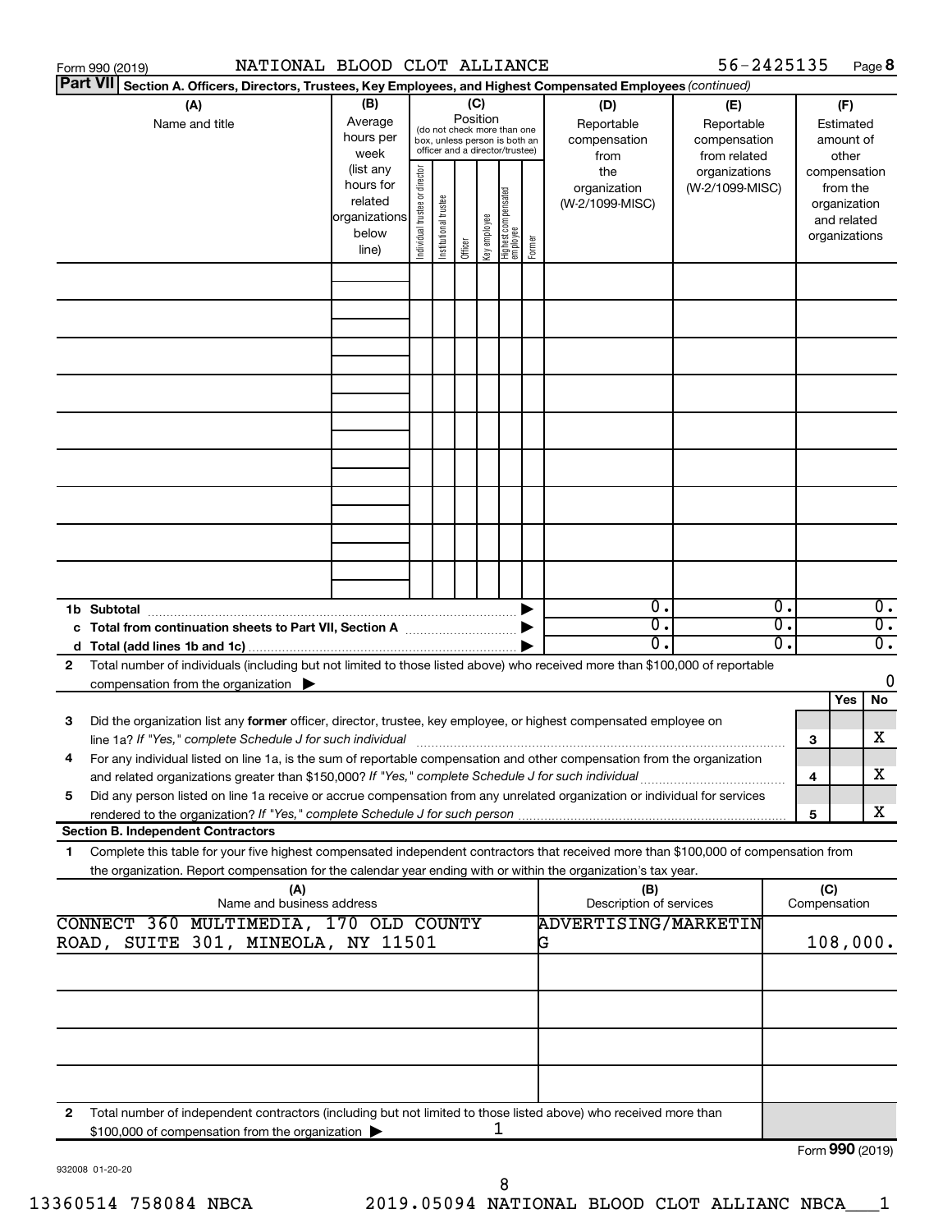Form 990 (2019) NATIONAL BLOOD CLOT ALLIANCE 56-2425135

**Part VII Section A. Officers, Directors, Trustees, Key Employees, and Highest Compensated Employees** *(continued)*

| (A) Name and title | (B) Average hours per week (list any hours for related organizations below line) | (C) Position: Individual trustee or director | Institutional trustee | Officer | Key employee | Highest compensated employee | Former | (D) Reportable compensation from the organization (W-2/1099-MISC) | (E) Reportable compensation from related organizations (W-2/1099-MISC) | (F) Estimated amount of other compensation from the organization and related organizations |
|---|---|---|---|---|---|---|---|---|---|---|
| | | | | | | | | | | |
| | | | | | | | | | | |
| | | | | | | | | | | |
| | | | | | | | | | | |
| | | | | | | | | | | |
| | | | | | | | | | | |
| | | | | | | | | | | |
| | | | | | | | | | | |
| | | | | | | | | | | |
| **1b Subtotal** | | | | | | | | 0. | 0. | 0. |
| **c Total from continuation sheets to Part VII, Section A** | | | | | | | | 0. | 0. | 0. |
| **d Total (add lines 1b and 1c)** | | | | | | | | 0. | 0. | 0. |

**2** Total number of individuals (including but not limited to those listed above) who received more than $100,000 of reportable compensation from the organization ▶ 0

| | | | Yes | No |
|---|---|---|---|---|
| **3** | Did the organization list any **former** officer, director, trustee, key employee, or highest compensated employee on line 1a? *If "Yes," complete Schedule J for such individual* | 3 | | X |
| **4** | For any individual listed on line 1a, is the sum of reportable compensation and other compensation from the organization and related organizations greater than $150,000? *If "Yes," complete Schedule J for such individual* | 4 | | X |
| **5** | Did any person listed on line 1a receive or accrue compensation from any unrelated organization or individual for services rendered to the organization? *If "Yes," complete Schedule J for such person* | 5 | | X |

**Section B. Independent Contractors**

**1** Complete this table for your five highest compensated independent contractors that received more than $100,000 of compensation from the organization. Report compensation for the calendar year ending with or within the organization's tax year.

| (A) Name and business address | (B) Description of services | (C) Compensation |
|---|---|---|
| CONNECT 360 MULTIMEDIA, 170 OLD COUNTY ROAD, SUITE 301, MINEOLA, NY 11501 | ADVERTISING/MARKETING | 108,000. |
| | | |
| | | |
| | | |
| | | |

**2** Total number of independent contractors (including but not limited to those listed above) who received more than $100,000 of compensation from the organization ▶ 1

Form **990** (2019)

932008 01-20-20

13360514 758084 NBCA 2019.05094 NATIONAL BLOOD CLOT ALLIANC NBCA___1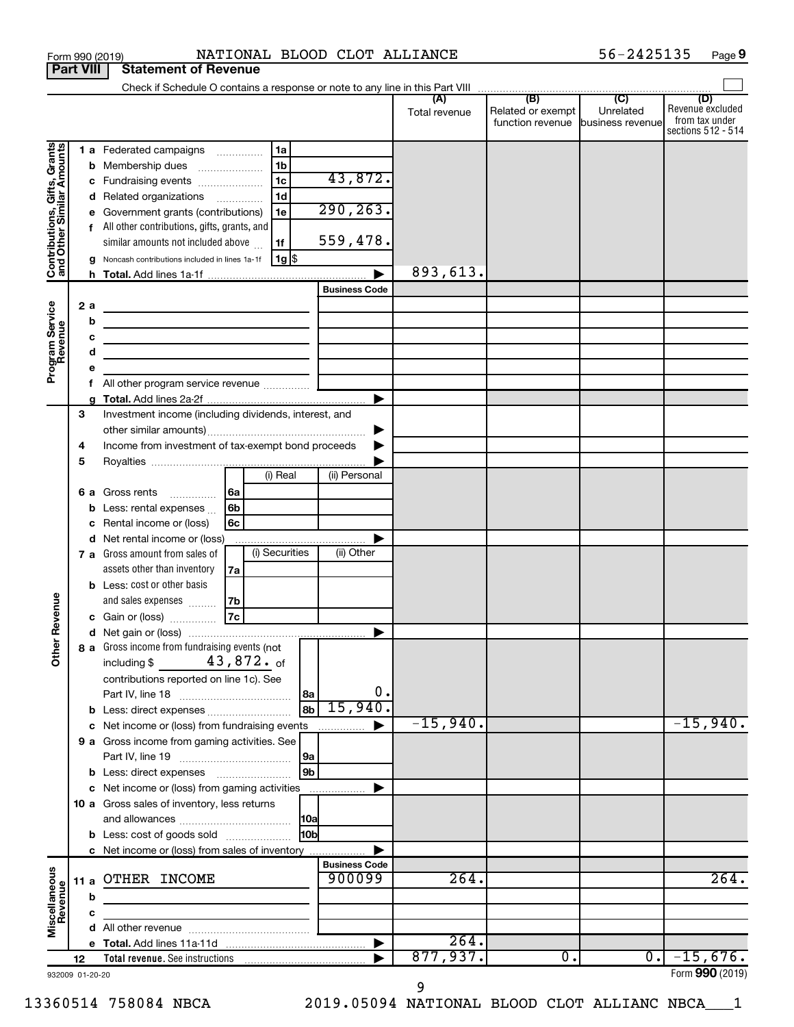Form 990 (2019) NATIONAL BLOOD CLOT ALLIANCE 56-2425135 Page 9

**Part VIII Statement of Revenue**

Check if Schedule O contains a response or note to any line in this Part VIII ☐

| | | | (A) Total revenue | (B) Related or exempt function revenue | (C) Unrelated business revenue | (D) Revenue excluded from tax under sections 512 - 514 |
|---|---|---|---|---|---|---|
| **Contributions, Gifts, Grants and Other Similar Amounts** | 1a Federated campaigns | 1a | | | | |
| | b Membership dues | 1b | | | | |
| | c Fundraising events | 1c 43,872. | | | | |
| | d Related organizations | 1d | | | | |
| | e Government grants (contributions) | 1e 290,263. | | | | |
| | f All other contributions, gifts, grants, and similar amounts not included above | 1f 559,478. | | | | |
| | g Noncash contributions included in lines 1a-1f | 1g $ | | | | |
| | h **Total.** Add lines 1a-1f | | 893,613. | | | |
| **Program Service Revenue** | | Business Code | | | | |
| | 2a | | | | | |
| | b | | | | | |
| | c | | | | | |
| | d | | | | | |
| | e | | | | | |
| | f All other program service revenue | | | | | |
| | g **Total.** Add lines 2a-2f | | | | | |
| **Other Revenue** | 3 Investment income (including dividends, interest, and other similar amounts) | | | | | |
| | 4 Income from investment of tax-exempt bond proceeds | | | | | |
| | 5 Royalties | | | | | |
| | | (i) Real / (ii) Personal | | | | |
| | 6a Gross rents | 6a | | | | |
| | b Less: rental expenses | 6b | | | | |
| | c Rental income or (loss) | 6c | | | | |
| | d Net rental income or (loss) | | | | | |
| | | (i) Securities / (ii) Other | | | | |
| | 7a Gross amount from sales of assets other than inventory | 7a | | | | |
| | b Less: cost or other basis and sales expenses | 7b | | | | |
| | c Gain or (loss) | 7c | | | | |
| | d Net gain or (loss) | | | | | |
| | 8a Gross income from fundraising events (not including $ 43,872. of contributions reported on line 1c). See Part IV, line 18 | 8a 0. | | | | |
| | b Less: direct expenses | 8b 15,940. | | | | |
| | c Net income or (loss) from fundraising events | | -15,940. | | | -15,940. |
| | 9a Gross income from gaming activities. See Part IV, line 19 | 9a | | | | |
| | b Less: direct expenses | 9b | | | | |
| | c Net income or (loss) from gaming activities | | | | | |
| | 10a Gross sales of inventory, less returns and allowances | 10a | | | | |
| | b Less: cost of goods sold | 10b | | | | |
| | c Net income or (loss) from sales of inventory | | | | | |
| **Miscellaneous Revenue** | | Business Code | | | | |
| | 11a OTHER INCOME | 900099 | 264. | | | 264. |
| | b | | | | | |
| | c | | | | | |
| | d All other revenue | | | | | |
| | e **Total.** Add lines 11a-11d | | 264. | | | |
| | 12 **Total revenue.** See instructions | | 877,937. | 0. | 0. | -15,676. |

932009 01-20-20 Form **990** (2019)

13360514 758084 NBCA 2019.05094 NATIONAL BLOOD CLOT ALLIANC NBCA___1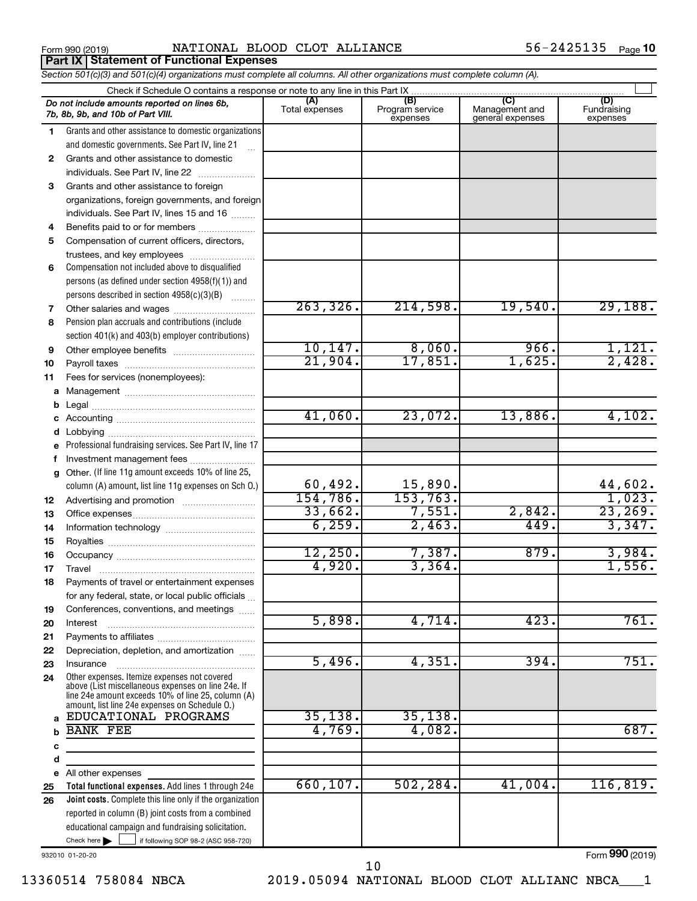Form 990 (2019) NATIONAL BLOOD CLOT ALLIANCE 56-2425135 Page 10

**Part IX Statement of Functional Expenses**

*Section 501(c)(3) and 501(c)(4) organizations must complete all columns. All other organizations must complete column (A).*

Check if Schedule O contains a response or note to any line in this Part IX

| | *Do not include amounts reported on lines 6b, 7b, 8b, 9b, and 10b of Part VIII.* | (A) Total expenses | (B) Program service expenses | (C) Management and general expenses | (D) Fundraising expenses |
|---|---|---|---|---|---|
| 1 | Grants and other assistance to domestic organizations and domestic governments. See Part IV, line 21 | | | | |
| 2 | Grants and other assistance to domestic individuals. See Part IV, line 22 | | | | |
| 3 | Grants and other assistance to foreign organizations, foreign governments, and foreign individuals. See Part IV, lines 15 and 16 | | | | |
| 4 | Benefits paid to or for members | | | | |
| 5 | Compensation of current officers, directors, trustees, and key employees | | | | |
| 6 | Compensation not included above to disqualified persons (as defined under section 4958(f)(1)) and persons described in section 4958(c)(3)(B) | | | | |
| 7 | Other salaries and wages | 263,326. | 214,598. | 19,540. | 29,188. |
| 8 | Pension plan accruals and contributions (include section 401(k) and 403(b) employer contributions) | | | | |
| 9 | Other employee benefits | 10,147. | 8,060. | 966. | 1,121. |
| 10 | Payroll taxes | 21,904. | 17,851. | 1,625. | 2,428. |
| 11 | Fees for services (nonemployees): | | | | |
| a | Management | | | | |
| b | Legal | | | | |
| c | Accounting | 41,060. | 23,072. | 13,886. | 4,102. |
| d | Lobbying | | | | |
| e | Professional fundraising services. See Part IV, line 17 | | | | |
| f | Investment management fees | | | | |
| g | Other. (If line 11g amount exceeds 10% of line 25, column (A) amount, list line 11g expenses on Sch O.) | 60,492. | 15,890. | | 44,602. |
| 12 | Advertising and promotion | 154,786. | 153,763. | | 1,023. |
| 13 | Office expenses | 33,662. | 7,551. | 2,842. | 23,269. |
| 14 | Information technology | 6,259. | 2,463. | 449. | 3,347. |
| 15 | Royalties | | | | |
| 16 | Occupancy | 12,250. | 7,387. | 879. | 3,984. |
| 17 | Travel | 4,920. | 3,364. | | 1,556. |
| 18 | Payments of travel or entertainment expenses for any federal, state, or local public officials | | | | |
| 19 | Conferences, conventions, and meetings | | | | |
| 20 | Interest | 5,898. | 4,714. | 423. | 761. |
| 21 | Payments to affiliates | | | | |
| 22 | Depreciation, depletion, and amortization | | | | |
| 23 | Insurance | 5,496. | 4,351. | 394. | 751. |
| 24 | Other expenses. Itemize expenses not covered above (List miscellaneous expenses on line 24e. If line 24e amount exceeds 10% of line 25, column (A) amount, list line 24e expenses on Schedule O.) | | | | |
| a | EDUCATIONAL PROGRAMS | 35,138. | 35,138. | | |
| b | BANK FEE | 4,769. | 4,082. | | 687. |
| c | | | | | |
| d | | | | | |
| e | All other expenses | | | | |
| 25 | **Total functional expenses.** Add lines 1 through 24e | 660,107. | 502,284. | 41,004. | 116,819. |
| 26 | **Joint costs.** Complete this line only if the organization reported in column (B) joint costs from a combined educational campaign and fundraising solicitation. Check here ☐ if following SOP 98-2 (ASC 958-720) | | | | |

932010 01-20-20 Form **990** (2019)

13360514 758084 NBCA 2019.05094 NATIONAL BLOOD CLOT ALLIANC NBCA___1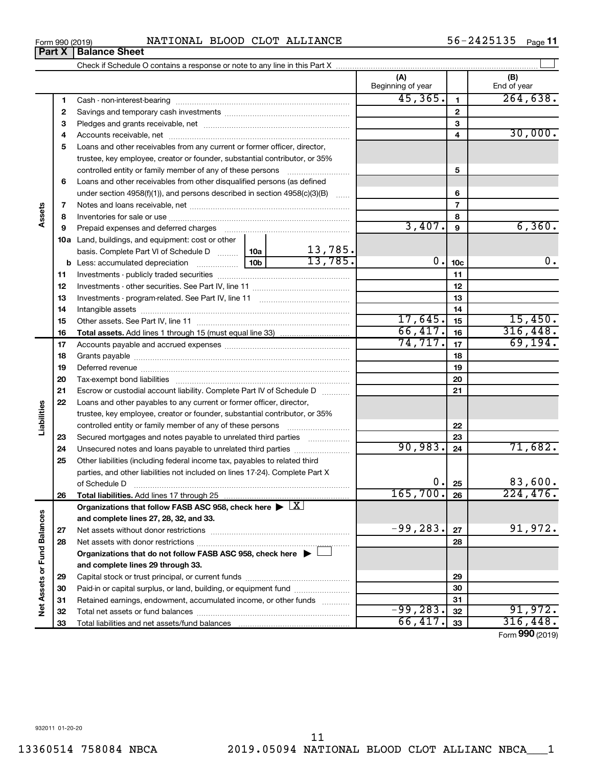Form 990 (2019) NATIONAL BLOOD CLOT ALLIANCE 56-2425135 Page 11

## Part X | Balance Sheet

Check if Schedule O contains a response or note to any line in this Part X

| | | | | (A) Beginning of year | | (B) End of year |
|---|---|---|---|---|---|---|
| Assets | 1 | Cash - non-interest-bearing | | 45,365. | 1 | 264,638. |
| | 2 | Savings and temporary cash investments | | | 2 | |
| | 3 | Pledges and grants receivable, net | | | 3 | |
| | 4 | Accounts receivable, net | | | 4 | 30,000. |
| | 5 | Loans and other receivables from any current or former officer, director, trustee, key employee, creator or founder, substantial contributor, or 35% controlled entity or family member of any of these persons | | | 5 | |
| | 6 | Loans and other receivables from other disqualified persons (as defined under section 4958(f)(1)), and persons described in section 4958(c)(3)(B) | | | 6 | |
| | 7 | Notes and loans receivable, net | | | 7 | |
| | 8 | Inventories for sale or use | | | 8 | |
| | 9 | Prepaid expenses and deferred charges | | 3,407. | 9 | 6,360. |
| | 10a | Land, buildings, and equipment: cost or other basis. Complete Part VI of Schedule D | 10a 13,785. | | | |
| | b | Less: accumulated depreciation | 10b 13,785. | 0. | 10c | 0. |
| | 11 | Investments - publicly traded securities | | | 11 | |
| | 12 | Investments - other securities. See Part IV, line 11 | | | 12 | |
| | 13 | Investments - program-related. See Part IV, line 11 | | | 13 | |
| | 14 | Intangible assets | | | 14 | |
| | 15 | Other assets. See Part IV, line 11 | | 17,645. | 15 | 15,450. |
| | 16 | **Total assets.** Add lines 1 through 15 (must equal line 33) | | 66,417. | 16 | 316,448. |
| Liabilities | 17 | Accounts payable and accrued expenses | | 74,717. | 17 | 69,194. |
| | 18 | Grants payable | | | 18 | |
| | 19 | Deferred revenue | | | 19 | |
| | 20 | Tax-exempt bond liabilities | | | 20 | |
| | 21 | Escrow or custodial account liability. Complete Part IV of Schedule D | | | 21 | |
| | 22 | Loans and other payables to any current or former officer, director, trustee, key employee, creator or founder, substantial contributor, or 35% controlled entity or family member of any of these persons | | | 22 | |
| | 23 | Secured mortgages and notes payable to unrelated third parties | | | 23 | |
| | 24 | Unsecured notes and loans payable to unrelated third parties | | 90,983. | 24 | 71,682. |
| | 25 | Other liabilities (including federal income tax, payables to related third parties, and other liabilities not included on lines 17-24). Complete Part X of Schedule D | | 0. | 25 | 83,600. |
| | 26 | **Total liabilities.** Add lines 17 through 25 | | 165,700. | 26 | 224,476. |
| Net Assets or Fund Balances | | **Organizations that follow FASB ASC 958, check here** ▶ [X] **and complete lines 27, 28, 32, and 33.** | | | | |
| | 27 | Net assets without donor restrictions | | -99,283. | 27 | 91,972. |
| | 28 | Net assets with donor restrictions | | | 28 | |
| | | **Organizations that do not follow FASB ASC 958, check here** ▶ [ ] **and complete lines 29 through 33.** | | | | |
| | 29 | Capital stock or trust principal, or current funds | | | 29 | |
| | 30 | Paid-in or capital surplus, or land, building, or equipment fund | | | 30 | |
| | 31 | Retained earnings, endowment, accumulated income, or other funds | | | 31 | |
| | 32 | Total net assets or fund balances | | -99,283. | 32 | 91,972. |
| | 33 | Total liabilities and net assets/fund balances | | 66,417. | 33 | 316,448. |

Form **990** (2019)

932011 01-20-20

13360514 758084 NBCA 2019.05094 NATIONAL BLOOD CLOT ALLIANC NBCA___1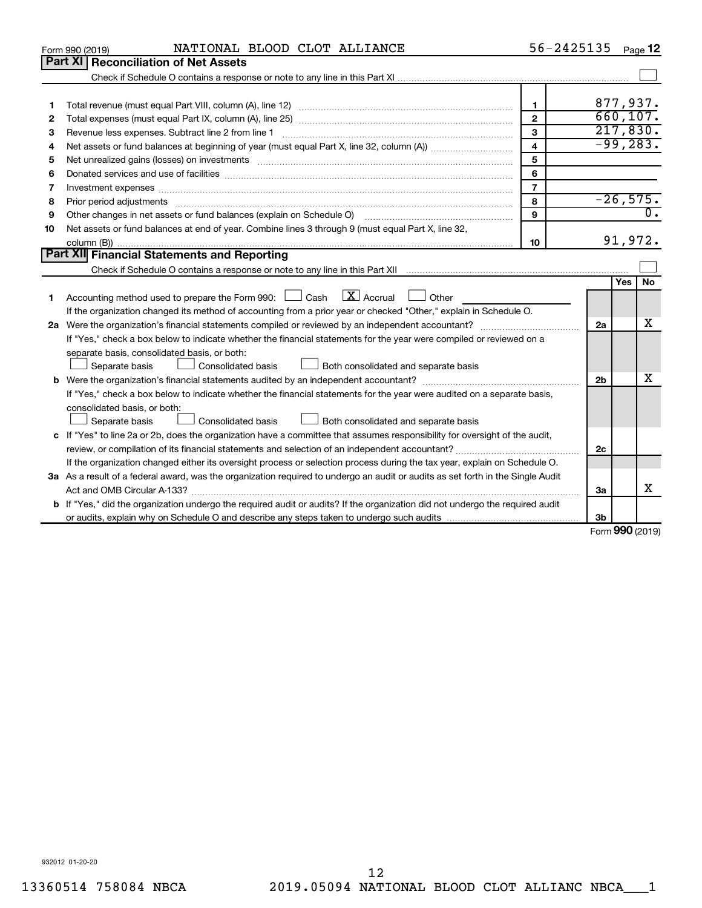Form 990 (2019) NATIONAL BLOOD CLOT ALLIANCE 56-2425135 Page 12

## Part XI Reconciliation of Net Assets

Check if Schedule O contains a response or note to any line in this Part XI ☐

| | | | |
|---|---|---|---|
| 1 | Total revenue (must equal Part VIII, column (A), line 12) | 1 | 877,937. |
| 2 | Total expenses (must equal Part IX, column (A), line 25) | 2 | 660,107. |
| 3 | Revenue less expenses. Subtract line 2 from line 1 | 3 | 217,830. |
| 4 | Net assets or fund balances at beginning of year (must equal Part X, line 32, column (A)) | 4 | -99,283. |
| 5 | Net unrealized gains (losses) on investments | 5 | |
| 6 | Donated services and use of facilities | 6 | |
| 7 | Investment expenses | 7 | |
| 8 | Prior period adjustments | 8 | -26,575. |
| 9 | Other changes in net assets or fund balances (explain on Schedule O) | 9 | 0. |
| 10 | Net assets or fund balances at end of year. Combine lines 3 through 9 (must equal Part X, line 32, column (B)) | 10 | 91,972. |

## Part XII Financial Statements and Reporting

Check if Schedule O contains a response or note to any line in this Part XII ☐

| | | | Yes | No |
|---|---|---|---|---|
| 1 | Accounting method used to prepare the Form 990: ☐ Cash ☒ Accrual ☐ Other<br>If the organization changed its method of accounting from a prior year or checked "Other," explain in Schedule O. | | | |
| 2a | Were the organization's financial statements compiled or reviewed by an independent accountant?<br>If "Yes," check a box below to indicate whether the financial statements for the year were compiled or reviewed on a separate basis, consolidated basis, or both:<br>☐ Separate basis ☐ Consolidated basis ☐ Both consolidated and separate basis | 2a | | X |
| b | Were the organization's financial statements audited by an independent accountant?<br>If "Yes," check a box below to indicate whether the financial statements for the year were audited on a separate basis, consolidated basis, or both:<br>☐ Separate basis ☐ Consolidated basis ☐ Both consolidated and separate basis | 2b | | X |
| c | If "Yes" to line 2a or 2b, does the organization have a committee that assumes responsibility for oversight of the audit, review, or compilation of its financial statements and selection of an independent accountant?<br>If the organization changed either its oversight process or selection process during the tax year, explain on Schedule O. | 2c | | |
| 3a | As a result of a federal award, was the organization required to undergo an audit or audits as set forth in the Single Audit Act and OMB Circular A-133? | 3a | | X |
| b | If "Yes," did the organization undergo the required audit or audits? If the organization did not undergo the required audit or audits, explain why on Schedule O and describe any steps taken to undergo such audits | 3b | | |

Form 990 (2019)

932012 01-20-20

13360514 758084 NBCA 2019.05094 NATIONAL BLOOD CLOT ALLIANC NBCA___1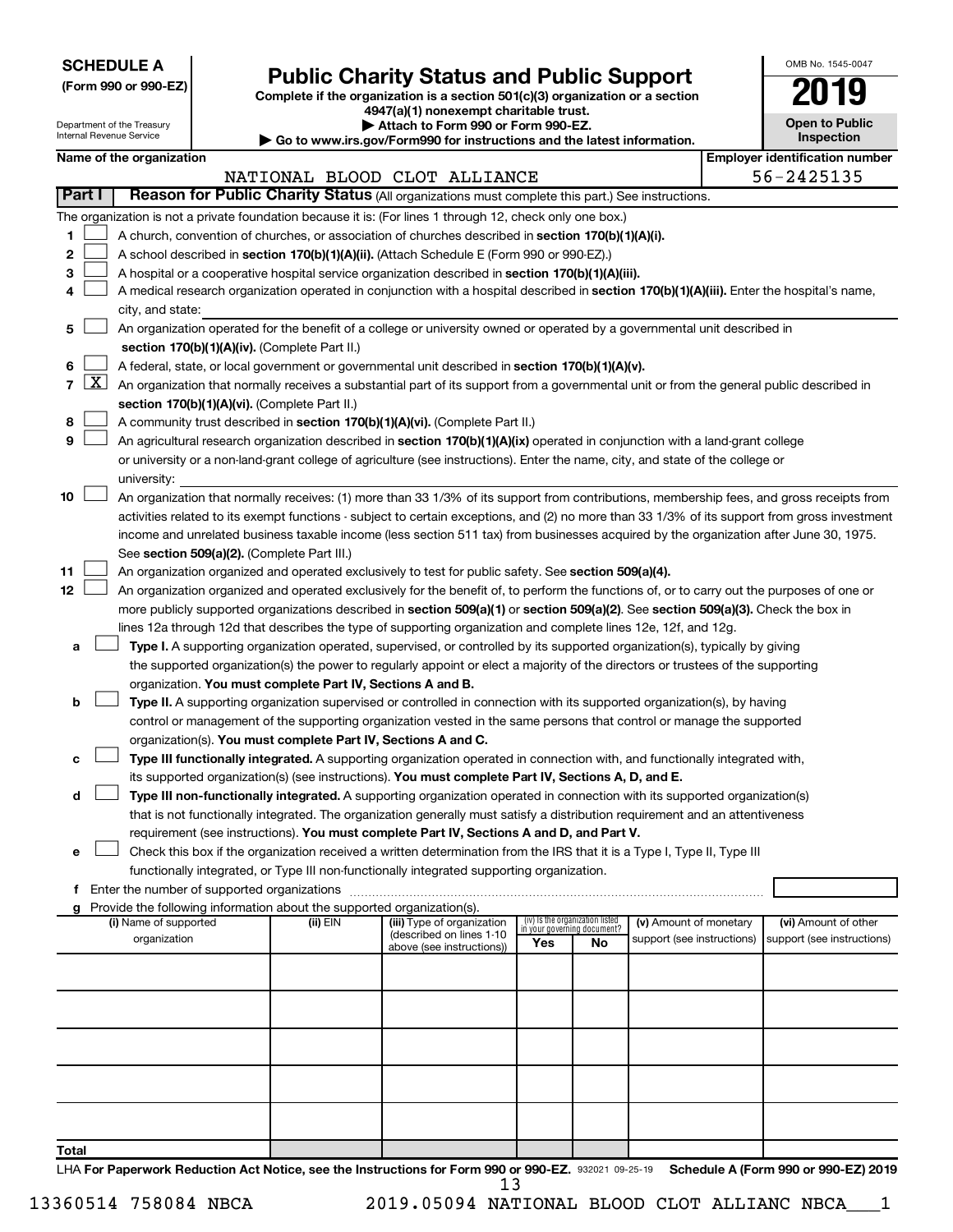**SCHEDULE A**
**(Form 990 or 990-EZ)**

Department of the Treasury
Internal Revenue Service

# Public Charity Status and Public Support

**Complete if the organization is a section 501(c)(3) organization or a section 4947(a)(1) nonexempt charitable trust.**
**▶ Attach to Form 990 or Form 990-EZ.**
**▶ Go to www.irs.gov/Form990 for instructions and the latest information.**

OMB No. 1545-0047

**2019**

**Open to Public Inspection**

**Name of the organization**
NATIONAL BLOOD CLOT ALLIANCE

**Employer identification number**
56-2425135

## Part I — Reason for Public Charity Status (All organizations must complete this part.) See instructions.

The organization is not a private foundation because it is: (For lines 1 through 12, check only one box.)

1. ☐ A church, convention of churches, or association of churches described in **section 170(b)(1)(A)(i).**
2. ☐ A school described in **section 170(b)(1)(A)(ii).** (Attach Schedule E (Form 990 or 990-EZ).)
3. ☐ A hospital or a cooperative hospital service organization described in **section 170(b)(1)(A)(iii).**
4. ☐ A medical research organization operated in conjunction with a hospital described in **section 170(b)(1)(A)(iii).** Enter the hospital's name, city, and state:
5. ☐ An organization operated for the benefit of a college or university owned or operated by a governmental unit described in **section 170(b)(1)(A)(iv).** (Complete Part II.)
6. ☐ A federal, state, or local government or governmental unit described in **section 170(b)(1)(A)(v).**
7. ☒ An organization that normally receives a substantial part of its support from a governmental unit or from the general public described in **section 170(b)(1)(A)(vi).** (Complete Part II.)
8. ☐ A community trust described in **section 170(b)(1)(A)(vi).** (Complete Part II.)
9. ☐ An agricultural research organization described in **section 170(b)(1)(A)(ix)** operated in conjunction with a land-grant college or university or a non-land-grant college of agriculture (see instructions). Enter the name, city, and state of the college or university:
10. ☐ An organization that normally receives: (1) more than 33 1/3% of its support from contributions, membership fees, and gross receipts from activities related to its exempt functions - subject to certain exceptions, and (2) no more than 33 1/3% of its support from gross investment income and unrelated business taxable income (less section 511 tax) from businesses acquired by the organization after June 30, 1975. See **section 509(a)(2).** (Complete Part III.)
11. ☐ An organization organized and operated exclusively to test for public safety. See **section 509(a)(4).**
12. ☐ An organization organized and operated exclusively for the benefit of, to perform the functions of, or to carry out the purposes of one or more publicly supported organizations described in **section 509(a)(1)** or **section 509(a)(2).** See **section 509(a)(3).** Check the box in lines 12a through 12d that describes the type of supporting organization and complete lines 12e, 12f, and 12g.
   - **a** ☐ **Type I.** A supporting organization operated, supervised, or controlled by its supported organization(s), typically by giving the supported organization(s) the power to regularly appoint or elect a majority of the directors or trustees of the supporting organization. **You must complete Part IV, Sections A and B.**
   - **b** ☐ **Type II.** A supporting organization supervised or controlled in connection with its supported organization(s), by having control or management of the supporting organization vested in the same persons that control or manage the supported organization(s). **You must complete Part IV, Sections A and C.**
   - **c** ☐ **Type III functionally integrated.** A supporting organization operated in connection with, and functionally integrated with, its supported organization(s) (see instructions). **You must complete Part IV, Sections A, D, and E.**
   - **d** ☐ **Type III non-functionally integrated.** A supporting organization operated in connection with its supported organization(s) that is not functionally integrated. The organization generally must satisfy a distribution requirement and an attentiveness requirement (see instructions). **You must complete Part IV, Sections A and D, and Part V.**
   - **e** ☐ Check this box if the organization received a written determination from the IRS that it is a Type I, Type II, Type III functionally integrated, or Type III non-functionally integrated supporting organization.
   - **f** Enter the number of supported organizations
   - **g** Provide the following information about the supported organization(s).

| (i) Name of supported organization | (ii) EIN | (iii) Type of organization (described on lines 1-10 above (see instructions)) | (iv) Is the organization listed in your governing document? Yes | No | (v) Amount of monetary support (see instructions) | (vi) Amount of other support (see instructions) |
|---|---|---|---|---|---|---|
| | | | | | | |
| | | | | | | |
| | | | | | | |
| | | | | | | |
| | | | | | | |
| **Total** | | | | | | |

LHA **For Paperwork Reduction Act Notice, see the Instructions for Form 990 or 990-EZ.** 932021 09-25-19 **Schedule A (Form 990 or 990-EZ) 2019**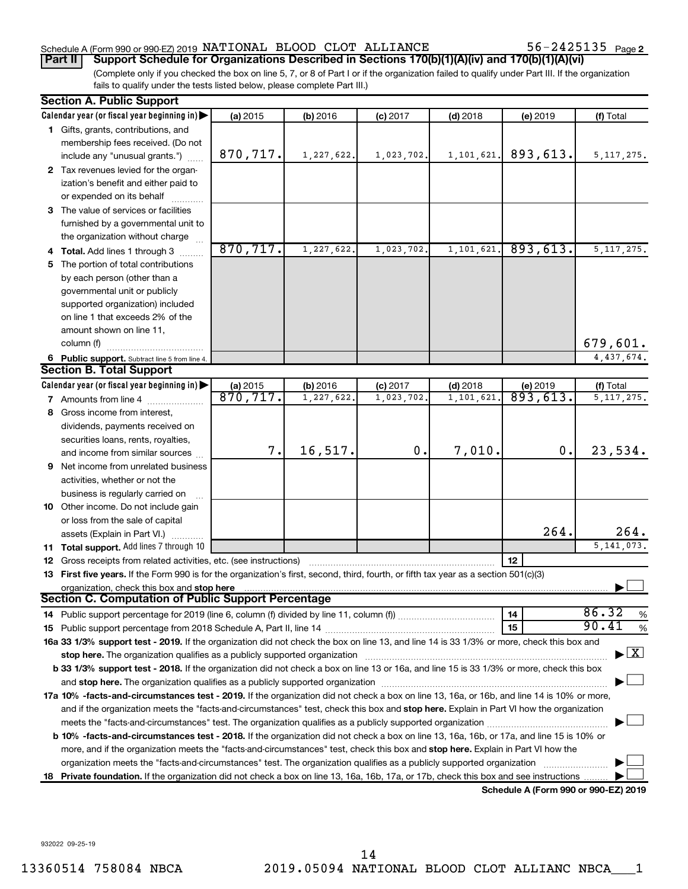Schedule A (Form 990 or 990-EZ) 2019 NATIONAL BLOOD CLOT ALLIANCE 56-2425135 Page 2

**Part II** **Support Schedule for Organizations Described in Sections 170(b)(1)(A)(iv) and 170(b)(1)(A)(vi)**

(Complete only if you checked the box on line 5, 7, or 8 of Part I or if the organization failed to qualify under Part III. If the organization fails to qualify under the tests listed below, please complete Part III.)

## Section A. Public Support

| Calendar year (or fiscal year beginning in) | (a) 2015 | (b) 2016 | (c) 2017 | (d) 2018 | (e) 2019 | (f) Total |
|---|---|---|---|---|---|---|
| **1** Gifts, grants, contributions, and membership fees received. (Do not include any "unusual grants.") | 870,717. | 1,227,622. | 1,023,702. | 1,101,621. | 893,613. | 5,117,275. |
| **2** Tax revenues levied for the organization's benefit and either paid to or expended on its behalf | | | | | | |
| **3** The value of services or facilities furnished by a governmental unit to the organization without charge | | | | | | |
| **4 Total.** Add lines 1 through 3 | 870,717. | 1,227,622. | 1,023,702. | 1,101,621. | 893,613. | 5,117,275. |
| **5** The portion of total contributions by each person (other than a governmental unit or publicly supported organization) included on line 1 that exceeds 2% of the amount shown on line 11, column (f) | | | | | | 679,601. |
| **6 Public support.** Subtract line 5 from line 4. | | | | | | 4,437,674. |

## Section B. Total Support

| Calendar year (or fiscal year beginning in) | (a) 2015 | (b) 2016 | (c) 2017 | (d) 2018 | (e) 2019 | (f) Total |
|---|---|---|---|---|---|---|
| **7** Amounts from line 4 | 870,717. | 1,227,622. | 1,023,702. | 1,101,621. | 893,613. | 5,117,275. |
| **8** Gross income from interest, dividends, payments received on securities loans, rents, royalties, and income from similar sources | 7. | 16,517. | 0. | 7,010. | 0. | 23,534. |
| **9** Net income from unrelated business activities, whether or not the business is regularly carried on | | | | | | |
| **10** Other income. Do not include gain or loss from the sale of capital assets (Explain in Part VI.) | | | | | 264. | 264. |
| **11 Total support.** Add lines 7 through 10 | | | | | | 5,141,073. |

**12** Gross receipts from related activities, etc. (see instructions) | **12** |

**13 First five years.** If the Form 990 is for the organization's first, second, third, fourth, or fifth tax year as a section 501(c)(3) organization, check this box and **stop here** ☐

## Section C. Computation of Public Support Percentage

**14** Public support percentage for 2019 (line 6, column (f) divided by line 11, column (f)) | **14** | 86.32 %

**15** Public support percentage from 2018 Schedule A, Part II, line 14 | **15** | 90.41 %

**16a 33 1/3% support test - 2019.** If the organization did not check the box on line 13, and line 14 is 33 1/3% or more, check this box and **stop here.** The organization qualifies as a publicly supported organization ☒

**b 33 1/3% support test - 2018.** If the organization did not check a box on line 13 or 16a, and line 15 is 33 1/3% or more, check this box and **stop here.** The organization qualifies as a publicly supported organization ☐

**17a 10% -facts-and-circumstances test - 2019.** If the organization did not check a box on line 13, 16a, or 16b, and line 14 is 10% or more, and if the organization meets the "facts-and-circumstances" test, check this box and **stop here.** Explain in Part VI how the organization meets the "facts-and-circumstances" test. The organization qualifies as a publicly supported organization ☐

**b 10% -facts-and-circumstances test - 2018.** If the organization did not check a box on line 13, 16a, 16b, or 17a, and line 15 is 10% or more, and if the organization meets the "facts-and-circumstances" test, check this box and **stop here.** Explain in Part VI how the organization meets the "facts-and-circumstances" test. The organization qualifies as a publicly supported organization ☐

**18 Private foundation.** If the organization did not check a box on line 13, 16a, 16b, 17a, or 17b, check this box and see instructions ☐

**Schedule A (Form 990 or 990-EZ) 2019**

932022 09-25-19

13360514 758084 NBCA 2019.05094 NATIONAL BLOOD CLOT ALLIANC NBCA___1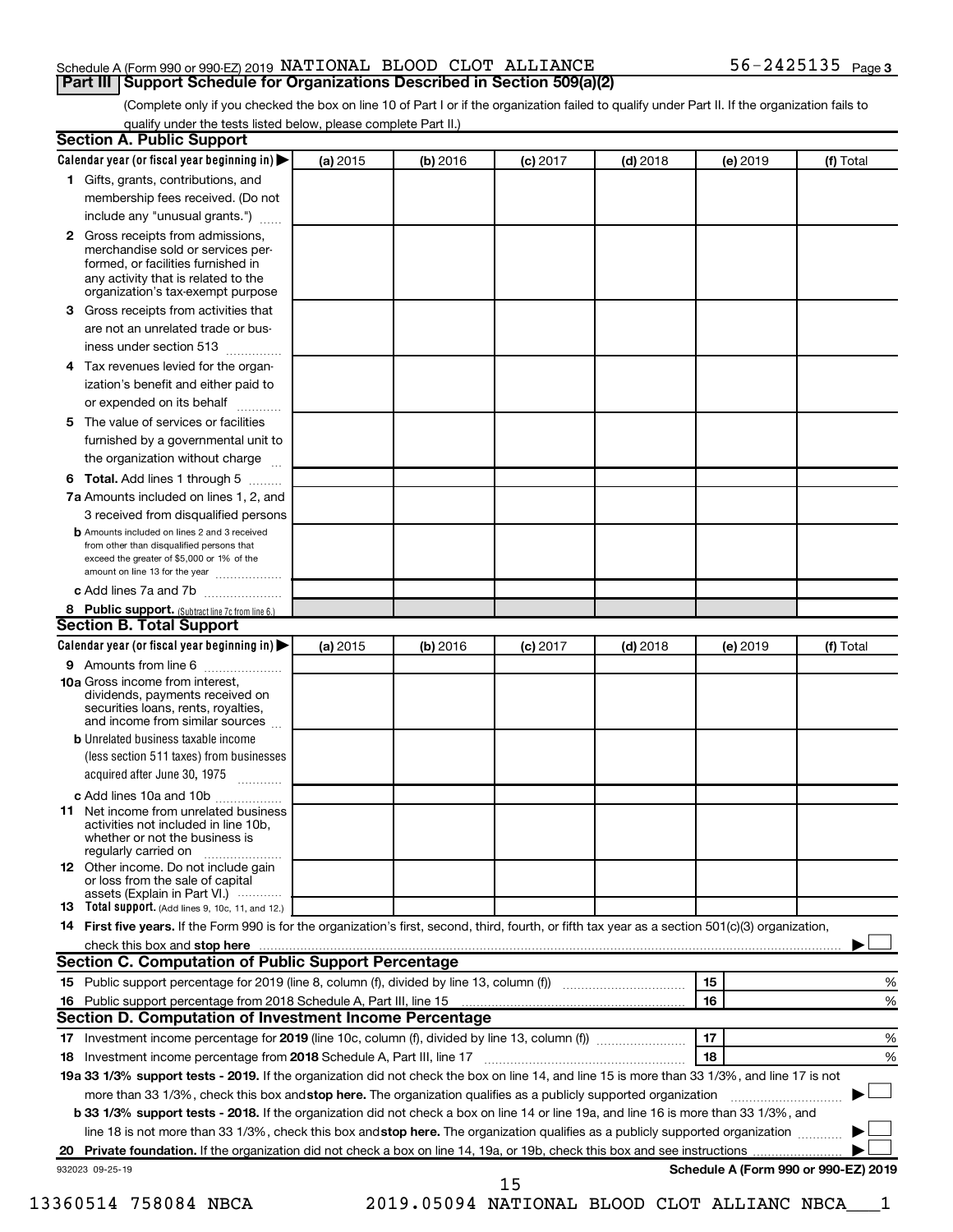Schedule A (Form 990 or 990-EZ) 2019 NATIONAL BLOOD CLOT ALLIANCE 56-2425135 Page 3

## Part III Support Schedule for Organizations Described in Section 509(a)(2)

(Complete only if you checked the box on line 10 of Part I or if the organization failed to qualify under Part II. If the organization fails to qualify under the tests listed below, please complete Part II.)

### Section A. Public Support

| Calendar year (or fiscal year beginning in) ▶ | (a) 2015 | (b) 2016 | (c) 2017 | (d) 2018 | (e) 2019 | (f) Total |
|---|---|---|---|---|---|---|
| 1 Gifts, grants, contributions, and membership fees received. (Do not include any "unusual grants.") | | | | | | |
| 2 Gross receipts from admissions, merchandise sold or services performed, or facilities furnished in any activity that is related to the organization's tax-exempt purpose | | | | | | |
| 3 Gross receipts from activities that are not an unrelated trade or business under section 513 | | | | | | |
| 4 Tax revenues levied for the organization's benefit and either paid to or expended on its behalf | | | | | | |
| 5 The value of services or facilities furnished by a governmental unit to the organization without charge | | | | | | |
| 6 **Total.** Add lines 1 through 5 | | | | | | |
| 7a Amounts included on lines 1, 2, and 3 received from disqualified persons | | | | | | |
| b Amounts included on lines 2 and 3 received from other than disqualified persons that exceed the greater of $5,000 or 1% of the amount on line 13 for the year | | | | | | |
| c Add lines 7a and 7b | | | | | | |
| 8 **Public support.** (Subtract line 7c from line 6.) | | | | | | |

### Section B. Total Support

| Calendar year (or fiscal year beginning in) ▶ | (a) 2015 | (b) 2016 | (c) 2017 | (d) 2018 | (e) 2019 | (f) Total |
|---|---|---|---|---|---|---|
| 9 Amounts from line 6 | | | | | | |
| 10a Gross income from interest, dividends, payments received on securities loans, rents, royalties, and income from similar sources | | | | | | |
| b Unrelated business taxable income (less section 511 taxes) from businesses acquired after June 30, 1975 | | | | | | |
| c Add lines 10a and 10b | | | | | | |
| 11 Net income from unrelated business activities not included in line 10b, whether or not the business is regularly carried on | | | | | | |
| 12 Other income. Do not include gain or loss from the sale of capital assets (Explain in Part VI.) | | | | | | |
| 13 **Total support.** (Add lines 9, 10c, 11, and 12.) | | | | | | |

14 **First five years.** If the Form 990 is for the organization's first, second, third, fourth, or fifth tax year as a section 501(c)(3) organization, check this box and **stop here** ▶ ☐

### Section C. Computation of Public Support Percentage

| | | |
|---|---|---|
| 15 Public support percentage for 2019 (line 8, column (f), divided by line 13, column (f)) | 15 | % |
| 16 Public support percentage from 2018 Schedule A, Part III, line 15 | 16 | % |

### Section D. Computation of Investment Income Percentage

| | | |
|---|---|---|
| 17 Investment income percentage for **2019** (line 10c, column (f), divided by line 13, column (f)) | 17 | % |
| 18 Investment income percentage from **2018** Schedule A, Part III, line 17 | 18 | % |

**19a 33 1/3% support tests - 2019.** If the organization did not check the box on line 14, and line 15 is more than 33 1/3%, and line 17 is not more than 33 1/3%, check this box and **stop here.** The organization qualifies as a publicly supported organization ▶ ☐

**b 33 1/3% support tests - 2018.** If the organization did not check a box on line 14 or line 19a, and line 16 is more than 33 1/3%, and line 18 is not more than 33 1/3%, check this box and **stop here.** The organization qualifies as a publicly supported organization ▶ ☐

**20 Private foundation.** If the organization did not check a box on line 14, 19a, or 19b, check this box and see instructions ▶ ☐

932023 09-25-19 **Schedule A (Form 990 or 990-EZ) 2019**

13360514 758084 NBCA 2019.05094 NATIONAL BLOOD CLOT ALLIANC NBCA___1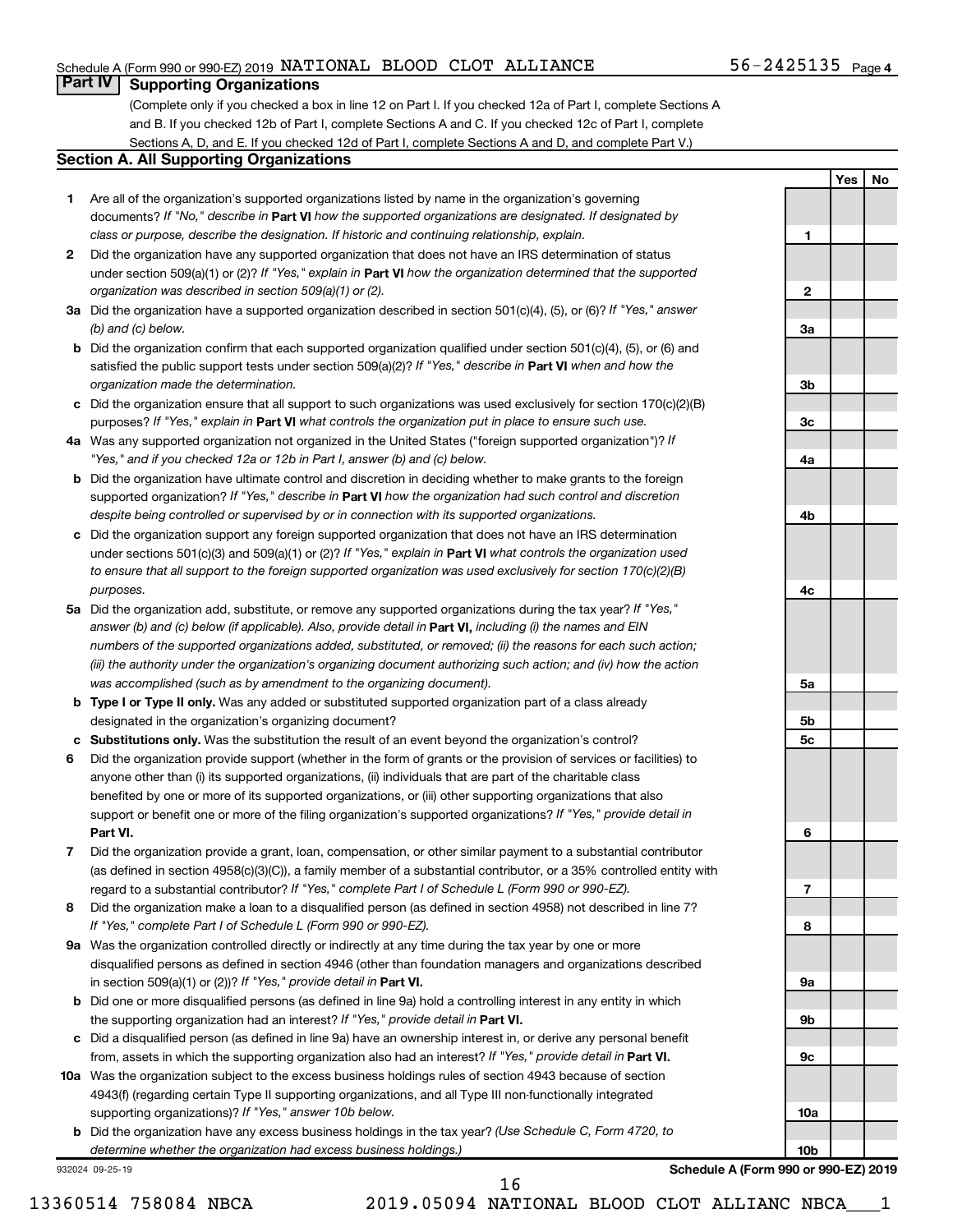Schedule A (Form 990 or 990-EZ) 2019 NATIONAL BLOOD CLOT ALLIANCE 56-2425135 Page 4

## Part IV Supporting Organizations

(Complete only if you checked a box in line 12 on Part I. If you checked 12a of Part I, complete Sections A and B. If you checked 12b of Part I, complete Sections A and C. If you checked 12c of Part I, complete Sections A, D, and E. If you checked 12d of Part I, complete Sections A and D, and complete Part V.)

### Section A. All Supporting Organizations

| | | | Yes | No |
|---|---|---|---|---|
| 1 | Are all of the organization's supported organizations listed by name in the organization's governing documents? *If "No," describe in* **Part VI** *how the supported organizations are designated. If designated by class or purpose, describe the designation. If historic and continuing relationship, explain.* | 1 | | |
| 2 | Did the organization have any supported organization that does not have an IRS determination of status under section 509(a)(1) or (2)? *If "Yes," explain in* **Part VI** *how the organization determined that the supported organization was described in section 509(a)(1) or (2).* | 2 | | |
| 3a | Did the organization have a supported organization described in section 501(c)(4), (5), or (6)? *If "Yes," answer (b) and (c) below.* | 3a | | |
| b | Did the organization confirm that each supported organization qualified under section 501(c)(4), (5), or (6) and satisfied the public support tests under section 509(a)(2)? *If "Yes," describe in* **Part VI** *when and how the organization made the determination.* | 3b | | |
| c | Did the organization ensure that all support to such organizations was used exclusively for section 170(c)(2)(B) purposes? *If "Yes," explain in* **Part VI** *what controls the organization put in place to ensure such use.* | 3c | | |
| 4a | Was any supported organization not organized in the United States ("foreign supported organization")? *If "Yes," and if you checked 12a or 12b in Part I, answer (b) and (c) below.* | 4a | | |
| b | Did the organization have ultimate control and discretion in deciding whether to make grants to the foreign supported organization? *If "Yes," describe in* **Part VI** *how the organization had such control and discretion despite being controlled or supervised by or in connection with its supported organizations.* | 4b | | |
| c | Did the organization support any foreign supported organization that does not have an IRS determination under sections 501(c)(3) and 509(a)(1) or (2)? *If "Yes," explain in* **Part VI** *what controls the organization used to ensure that all support to the foreign supported organization was used exclusively for section 170(c)(2)(B) purposes.* | 4c | | |
| 5a | Did the organization add, substitute, or remove any supported organizations during the tax year? *If "Yes," answer (b) and (c) below (if applicable). Also, provide detail in* **Part VI,** *including (i) the names and EIN numbers of the supported organizations added, substituted, or removed; (ii) the reasons for each such action; (iii) the authority under the organization's organizing document authorizing such action; and (iv) how the action was accomplished (such as by amendment to the organizing document).* | 5a | | |
| b | **Type I or Type II only.** Was any added or substituted supported organization part of a class already designated in the organization's organizing document? | 5b | | |
| c | **Substitutions only.** Was the substitution the result of an event beyond the organization's control? | 5c | | |
| 6 | Did the organization provide support (whether in the form of grants or the provision of services or facilities) to anyone other than (i) its supported organizations, (ii) individuals that are part of the charitable class benefited by one or more of its supported organizations, or (iii) other supporting organizations that also support or benefit one or more of the filing organization's supported organizations? *If "Yes," provide detail in* **Part VI.** | 6 | | |
| 7 | Did the organization provide a grant, loan, compensation, or other similar payment to a substantial contributor (as defined in section 4958(c)(3)(C)), a family member of a substantial contributor, or a 35% controlled entity with regard to a substantial contributor? *If "Yes," complete Part I of Schedule L (Form 990 or 990-EZ).* | 7 | | |
| 8 | Did the organization make a loan to a disqualified person (as defined in section 4958) not described in line 7? *If "Yes," complete Part I of Schedule L (Form 990 or 990-EZ).* | 8 | | |
| 9a | Was the organization controlled directly or indirectly at any time during the tax year by one or more disqualified persons as defined in section 4946 (other than foundation managers and organizations described in section 509(a)(1) or (2))? *If "Yes," provide detail in* **Part VI.** | 9a | | |
| b | Did one or more disqualified persons (as defined in line 9a) hold a controlling interest in any entity in which the supporting organization had an interest? *If "Yes," provide detail in* **Part VI.** | 9b | | |
| c | Did a disqualified person (as defined in line 9a) have an ownership interest in, or derive any personal benefit from, assets in which the supporting organization also had an interest? *If "Yes," provide detail in* **Part VI.** | 9c | | |
| 10a | Was the organization subject to the excess business holdings rules of section 4943 because of section 4943(f) (regarding certain Type II supporting organizations, and all Type III non-functionally integrated supporting organizations)? *If "Yes," answer 10b below.* | 10a | | |
| b | Did the organization have any excess business holdings in the tax year? *(Use Schedule C, Form 4720, to determine whether the organization had excess business holdings.)* | 10b | | |

932024 09-25-19 **Schedule A (Form 990 or 990-EZ) 2019**

13360514 758084 NBCA 2019.05094 NATIONAL BLOOD CLOT ALLIANC NBCA___1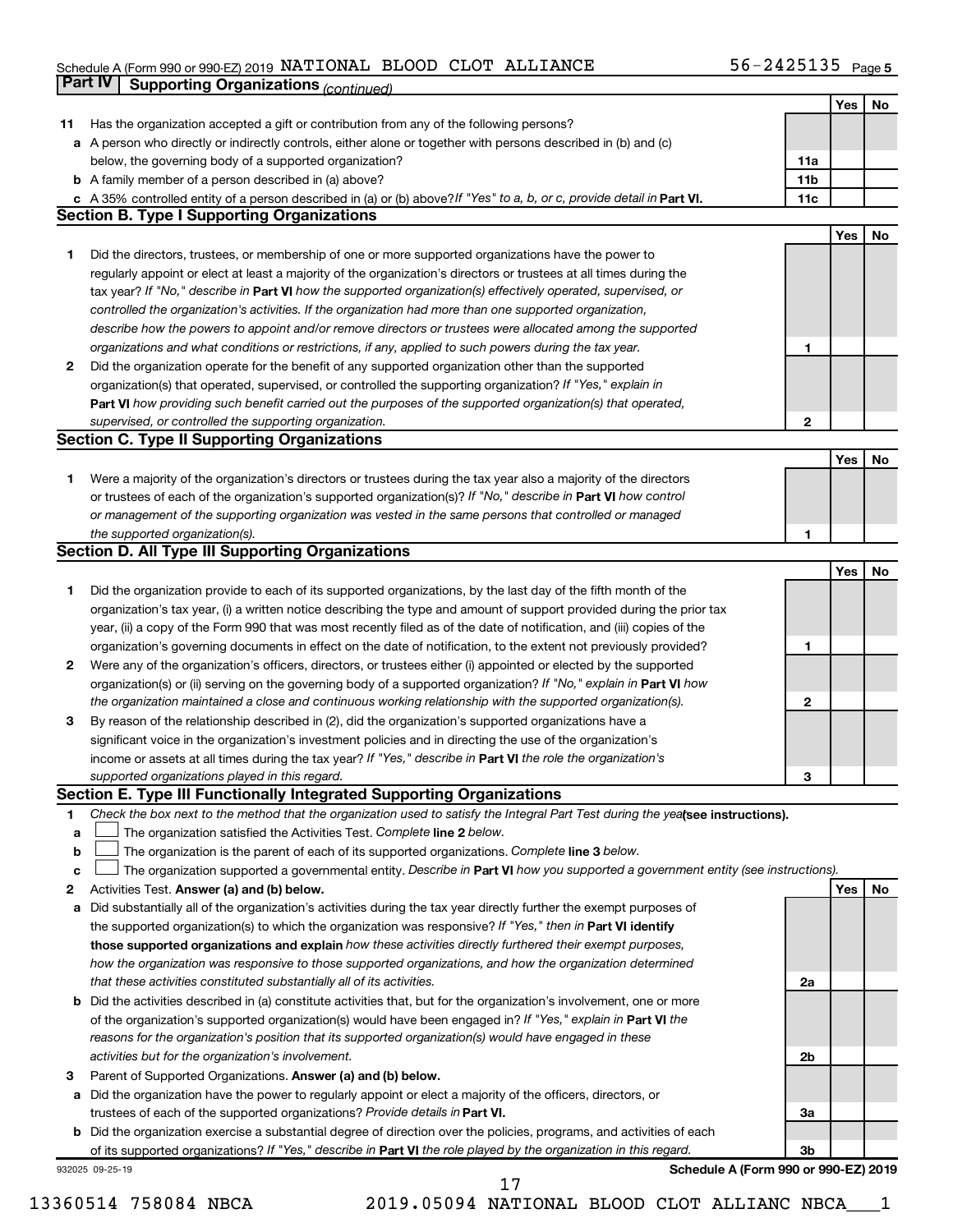Schedule A (Form 990 or 990-EZ) 2019 NATIONAL BLOOD CLOT ALLIANCE 56-2425135 Page 5

## Part IV Supporting Organizations *(continued)*

| | | | Yes | No |
|---|---|---|---|---|
| **11** | Has the organization accepted a gift or contribution from any of the following persons? | | | |
| **a** | A person who directly or indirectly controls, either alone or together with persons described in (b) and (c) below, the governing body of a supported organization? | **11a** | | |
| **b** | A family member of a person described in (a) above? | **11b** | | |
| **c** | A 35% controlled entity of a person described in (a) or (b) above? *If "Yes" to a, b, or c, provide detail in* **Part VI.** | **11c** | | |

### Section B. Type I Supporting Organizations

| | | | Yes | No |
|---|---|---|---|---|
| **1** | Did the directors, trustees, or membership of one or more supported organizations have the power to regularly appoint or elect at least a majority of the organization's directors or trustees at all times during the tax year? *If "No," describe in* **Part VI** *how the supported organization(s) effectively operated, supervised, or controlled the organization's activities. If the organization had more than one supported organization, describe how the powers to appoint and/or remove directors or trustees were allocated among the supported organizations and what conditions or restrictions, if any, applied to such powers during the tax year.* | **1** | | |
| **2** | Did the organization operate for the benefit of any supported organization other than the supported organization(s) that operated, supervised, or controlled the supporting organization? *If "Yes," explain in* **Part VI** *how providing such benefit carried out the purposes of the supported organization(s) that operated, supervised, or controlled the supporting organization.* | **2** | | |

### Section C. Type II Supporting Organizations

| | | | Yes | No |
|---|---|---|---|---|
| **1** | Were a majority of the organization's directors or trustees during the tax year also a majority of the directors or trustees of each of the organization's supported organization(s)? *If "No," describe in* **Part VI** *how control or management of the supporting organization was vested in the same persons that controlled or managed the supported organization(s).* | **1** | | |

### Section D. All Type III Supporting Organizations

| | | | Yes | No |
|---|---|---|---|---|
| **1** | Did the organization provide to each of its supported organizations, by the last day of the fifth month of the organization's tax year, (i) a written notice describing the type and amount of support provided during the prior tax year, (ii) a copy of the Form 990 that was most recently filed as of the date of notification, and (iii) copies of the organization's governing documents in effect on the date of notification, to the extent not previously provided? | **1** | | |
| **2** | Were any of the organization's officers, directors, or trustees either (i) appointed or elected by the supported organization(s) or (ii) serving on the governing body of a supported organization? *If "No," explain in* **Part VI** *how the organization maintained a close and continuous working relationship with the supported organization(s).* | **2** | | |
| **3** | By reason of the relationship described in (2), did the organization's supported organizations have a significant voice in the organization's investment policies and in directing the use of the organization's income or assets at all times during the tax year? *If "Yes," describe in* **Part VI** *the role the organization's supported organizations played in this regard.* | **3** | | |

### Section E. Type III Functionally Integrated Supporting Organizations

**1** *Check the box next to the method that the organization used to satisfy the Integral Part Test during the year* **(see instructions).**

- **a** ☐ The organization satisfied the Activities Test. *Complete* **line 2** *below.*
- **b** ☐ The organization is the parent of each of its supported organizations. *Complete* **line 3** *below.*
- **c** ☐ The organization supported a governmental entity. *Describe in* **Part VI** *how you supported a government entity (see instructions).*

| | | | Yes | No |
|---|---|---|---|---|
| **2** | Activities Test. **Answer (a) and (b) below.** | | | |
| **a** | Did substantially all of the organization's activities during the tax year directly further the exempt purposes of the supported organization(s) to which the organization was responsive? *If "Yes," then in* **Part VI identify those supported organizations and explain** *how these activities directly furthered their exempt purposes, how the organization was responsive to those supported organizations, and how the organization determined that these activities constituted substantially all of its activities.* | **2a** | | |
| **b** | Did the activities described in (a) constitute activities that, but for the organization's involvement, one or more of the organization's supported organization(s) would have been engaged in? *If "Yes," explain in* **Part VI** *the reasons for the organization's position that its supported organization(s) would have engaged in these activities but for the organization's involvement.* | **2b** | | |
| **3** | Parent of Supported Organizations. **Answer (a) and (b) below.** | | | |
| **a** | Did the organization have the power to regularly appoint or elect a majority of the officers, directors, or trustees of each of the supported organizations? *Provide details in* **Part VI.** | **3a** | | |
| **b** | Did the organization exercise a substantial degree of direction over the policies, programs, and activities of each of its supported organizations? *If "Yes," describe in* **Part VI** *the role played by the organization in this regard.* | **3b** | | |

932025 09-25-19 **Schedule A (Form 990 or 990-EZ) 2019**

13360514 758084 NBCA 2019.05094 NATIONAL BLOOD CLOT ALLIANC NBCA___1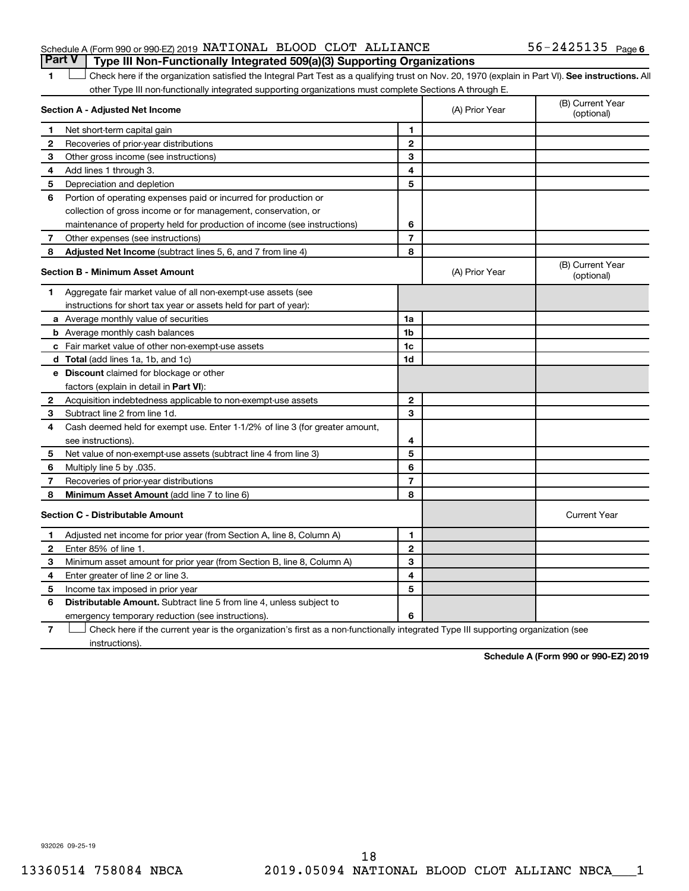Schedule A (Form 990 or 990-EZ) 2019 NATIONAL BLOOD CLOT ALLIANCE 56-2425135 Page 6

## Part V Type III Non-Functionally Integrated 509(a)(3) Supporting Organizations

1 ☐ Check here if the organization satisfied the Integral Part Test as a qualifying trust on Nov. 20, 1970 (explain in Part VI). **See instructions.** All other Type III non-functionally integrated supporting organizations must complete Sections A through E.

| **Section A - Adjusted Net Income** | | | (A) Prior Year | (B) Current Year (optional) |
|---|---|---|---|---|
| 1 | Net short-term capital gain | 1 | | |
| 2 | Recoveries of prior-year distributions | 2 | | |
| 3 | Other gross income (see instructions) | 3 | | |
| 4 | Add lines 1 through 3. | 4 | | |
| 5 | Depreciation and depletion | 5 | | |
| 6 | Portion of operating expenses paid or incurred for production or collection of gross income or for management, conservation, or maintenance of property held for production of income (see instructions) | 6 | | |
| 7 | Other expenses (see instructions) | 7 | | |
| 8 | **Adjusted Net Income** (subtract lines 5, 6, and 7 from line 4) | 8 | | |

| **Section B - Minimum Asset Amount** | | | (A) Prior Year | (B) Current Year (optional) |
|---|---|---|---|---|
| 1 | Aggregate fair market value of all non-exempt-use assets (see instructions for short tax year or assets held for part of year): | | | |
| a | Average monthly value of securities | 1a | | |
| b | Average monthly cash balances | 1b | | |
| c | Fair market value of other non-exempt-use assets | 1c | | |
| d | **Total** (add lines 1a, 1b, and 1c) | 1d | | |
| e | **Discount** claimed for blockage or other factors (explain in detail in **Part VI**): | | | |
| 2 | Acquisition indebtedness applicable to non-exempt-use assets | 2 | | |
| 3 | Subtract line 2 from line 1d. | 3 | | |
| 4 | Cash deemed held for exempt use. Enter 1-1/2% of line 3 (for greater amount, see instructions). | 4 | | |
| 5 | Net value of non-exempt-use assets (subtract line 4 from line 3) | 5 | | |
| 6 | Multiply line 5 by .035. | 6 | | |
| 7 | Recoveries of prior-year distributions | 7 | | |
| 8 | **Minimum Asset Amount** (add line 7 to line 6) | 8 | | |

| **Section C - Distributable Amount** | | | | Current Year |
|---|---|---|---|---|
| 1 | Adjusted net income for prior year (from Section A, line 8, Column A) | 1 | | |
| 2 | Enter 85% of line 1. | 2 | | |
| 3 | Minimum asset amount for prior year (from Section B, line 8, Column A) | 3 | | |
| 4 | Enter greater of line 2 or line 3. | 4 | | |
| 5 | Income tax imposed in prior year | 5 | | |
| 6 | **Distributable Amount.** Subtract line 5 from line 4, unless subject to emergency temporary reduction (see instructions). | 6 | | |

7 ☐ Check here if the current year is the organization's first as a non-functionally integrated Type III supporting organization (see instructions).

**Schedule A (Form 990 or 990-EZ) 2019**

932026 09-25-19

13360514 758084 NBCA 2019.05094 NATIONAL BLOOD CLOT ALLIANC NBCA___1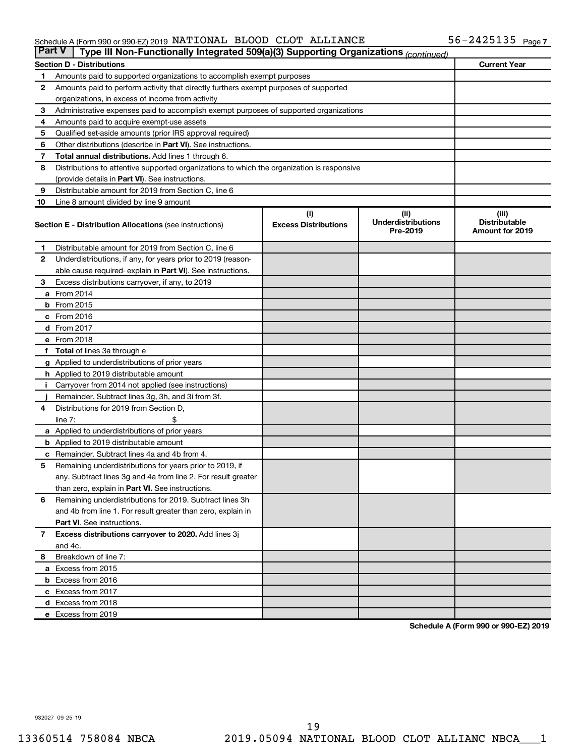Schedule A (Form 990 or 990-EZ) 2019 NATIONAL BLOOD CLOT ALLIANCE 56-2425135 Page 7

**Part V — Type III Non-Functionally Integrated 509(a)(3) Supporting Organizations** *(continued)*

| **Section D - Distributions** | | **Current Year** |
|---|---|---|
| 1 | Amounts paid to supported organizations to accomplish exempt purposes | |
| 2 | Amounts paid to perform activity that directly furthers exempt purposes of supported organizations, in excess of income from activity | |
| 3 | Administrative expenses paid to accomplish exempt purposes of supported organizations | |
| 4 | Amounts paid to acquire exempt-use assets | |
| 5 | Qualified set-aside amounts (prior IRS approval required) | |
| 6 | Other distributions (describe in **Part VI**). See instructions. | |
| 7 | **Total annual distributions.** Add lines 1 through 6. | |
| 8 | Distributions to attentive supported organizations to which the organization is responsive (provide details in **Part VI**). See instructions. | |
| 9 | Distributable amount for 2019 from Section C, line 6 | |
| 10 | Line 8 amount divided by line 9 amount | |

| | **Section E - Distribution Allocations** (see instructions) | (i) **Excess Distributions** | (ii) **Underdistributions Pre-2019** | (iii) **Distributable Amount for 2019** |
|---|---|---|---|---|
| 1 | Distributable amount for 2019 from Section C, line 6 | | | |
| 2 | Underdistributions, if any, for years prior to 2019 (reasonable cause required- explain in **Part VI**). See instructions. | | | |
| 3 | Excess distributions carryover, if any, to 2019 | | | |
| a | From 2014 | | | |
| b | From 2015 | | | |
| c | From 2016 | | | |
| d | From 2017 | | | |
| e | From 2018 | | | |
| f | **Total** of lines 3a through e | | | |
| g | Applied to underdistributions of prior years | | | |
| h | Applied to 2019 distributable amount | | | |
| i | Carryover from 2014 not applied (see instructions) | | | |
| j | Remainder. Subtract lines 3g, 3h, and 3i from 3f. | | | |
| 4 | Distributions for 2019 from Section D, line 7: $ | | | |
| a | Applied to underdistributions of prior years | | | |
| b | Applied to 2019 distributable amount | | | |
| c | Remainder. Subtract lines 4a and 4b from 4. | | | |
| 5 | Remaining underdistributions for years prior to 2019, if any. Subtract lines 3g and 4a from line 2. For result greater than zero, explain in **Part VI.** See instructions. | | | |
| 6 | Remaining underdistributions for 2019. Subtract lines 3h and 4b from line 1. For result greater than zero, explain in **Part VI**. See instructions. | | | |
| 7 | **Excess distributions carryover to 2020.** Add lines 3j and 4c. | | | |
| 8 | Breakdown of line 7: | | | |
| a | Excess from 2015 | | | |
| b | Excess from 2016 | | | |
| c | Excess from 2017 | | | |
| d | Excess from 2018 | | | |
| e | Excess from 2019 | | | |

**Schedule A (Form 990 or 990-EZ) 2019**

932027 09-25-19

13360514 758084 NBCA 2019.05094 NATIONAL BLOOD CLOT ALLIANC NBCA___1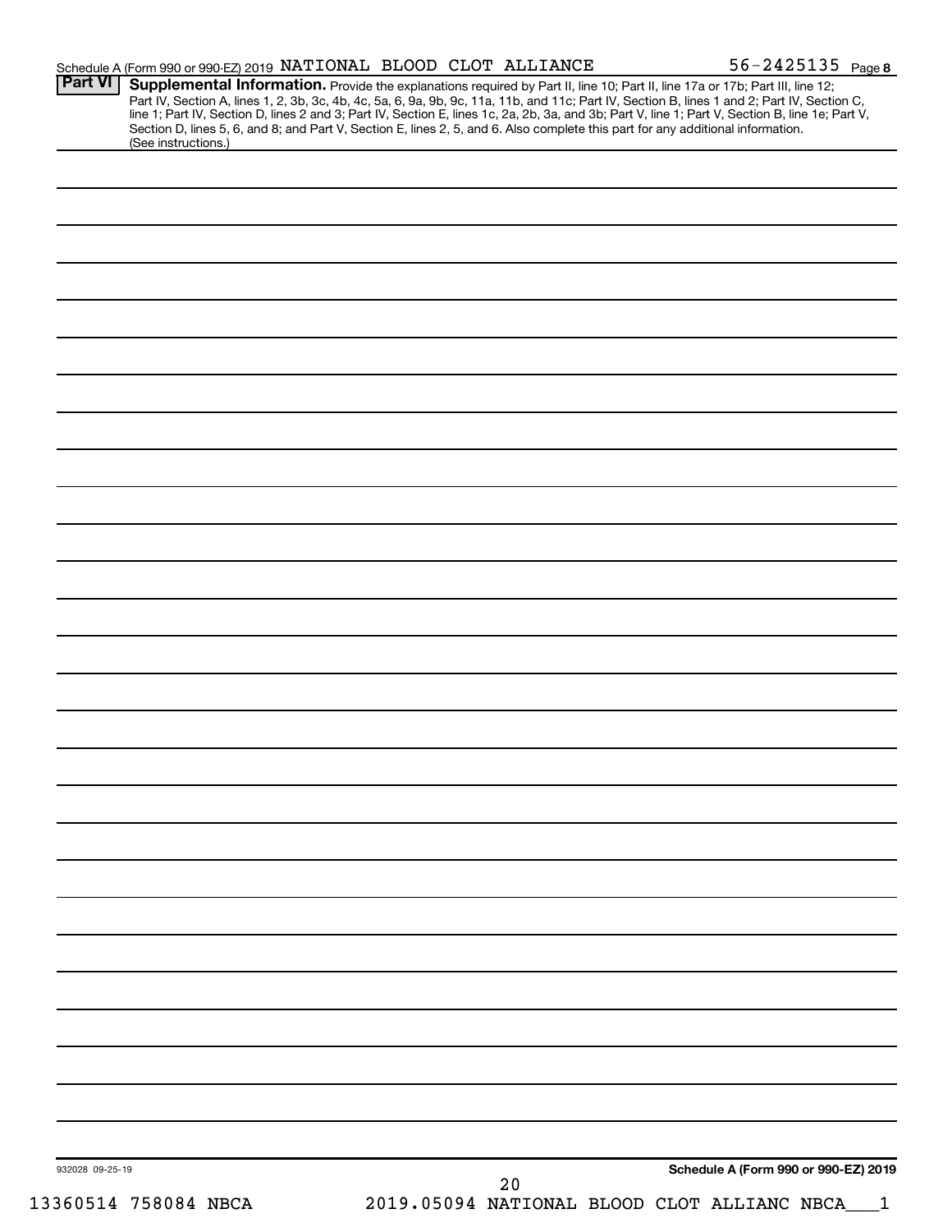Schedule A (Form 990 or 990-EZ) 2019 NATIONAL BLOOD CLOT ALLIANCE 56-2425135 Page 8

**Part VI** **Supplemental Information.** Provide the explanations required by Part II, line 10; Part II, line 17a or 17b; Part III, line 12; Part IV, Section A, lines 1, 2, 3b, 3c, 4b, 4c, 5a, 6, 9a, 9b, 9c, 11a, 11b, and 11c; Part IV, Section B, lines 1 and 2; Part IV, Section C, line 1; Part IV, Section D, lines 2 and 3; Part IV, Section E, lines 1c, 2a, 2b, 3a, and 3b; Part V, line 1; Part V, Section B, line 1e; Part V, Section D, lines 5, 6, and 8; and Part V, Section E, lines 2, 5, and 6. Also complete this part for any additional information. (See instructions.)

932028 09-25-19 **Schedule A (Form 990 or 990-EZ) 2019**

13360514 758084 NBCA 2019.05094 NATIONAL BLOOD CLOT ALLIANC NBCA___1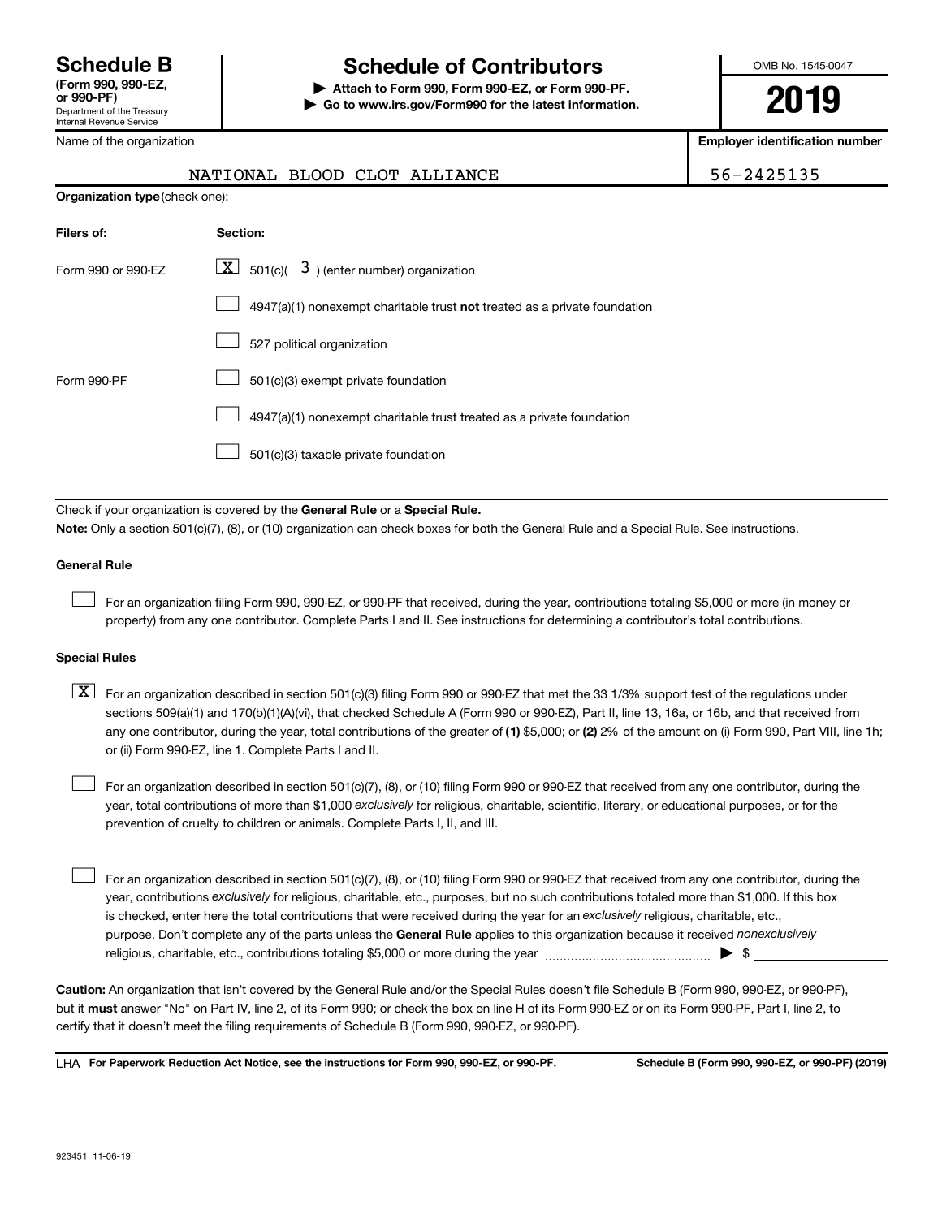# Schedule B (Form 990, 990-EZ, or 990-PF)

Department of the Treasury
Internal Revenue Service

## Schedule of Contributors

▶ Attach to Form 990, Form 990-EZ, or Form 990-PF.
▶ Go to www.irs.gov/Form990 for the latest information.

OMB No. 1545-0047

**2019**

| Name of the organization | Employer identification number |
|---|---|
| NATIONAL BLOOD CLOT ALLIANCE | 56-2425135 |

**Organization type** (check one):

| Filers of: | Section: |
|---|---|
| Form 990 or 990-EZ | [X] 501(c)( 3 ) (enter number) organization |
| | [ ] 4947(a)(1) nonexempt charitable trust **not** treated as a private foundation |
| | [ ] 527 political organization |
| Form 990-PF | [ ] 501(c)(3) exempt private foundation |
| | [ ] 4947(a)(1) nonexempt charitable trust treated as a private foundation |
| | [ ] 501(c)(3) taxable private foundation |

Check if your organization is covered by the **General Rule** or a **Special Rule.**

**Note:** Only a section 501(c)(7), (8), or (10) organization can check boxes for both the General Rule and a Special Rule. See instructions.

### General Rule

[ ] For an organization filing Form 990, 990-EZ, or 990-PF that received, during the year, contributions totaling $5,000 or more (in money or property) from any one contributor. Complete Parts I and II. See instructions for determining a contributor's total contributions.

### Special Rules

[X] For an organization described in section 501(c)(3) filing Form 990 or 990-EZ that met the 33 1/3% support test of the regulations under sections 509(a)(1) and 170(b)(1)(A)(vi), that checked Schedule A (Form 990 or 990-EZ), Part II, line 13, 16a, or 16b, and that received from any one contributor, during the year, total contributions of the greater of **(1)** $5,000; or **(2)** 2% of the amount on (i) Form 990, Part VIII, line 1h; or (ii) Form 990-EZ, line 1. Complete Parts I and II.

[ ] For an organization described in section 501(c)(7), (8), or (10) filing Form 990 or 990-EZ that received from any one contributor, during the year, total contributions of more than $1,000 *exclusively* for religious, charitable, scientific, literary, or educational purposes, or for the prevention of cruelty to children or animals. Complete Parts I, II, and III.

[ ] For an organization described in section 501(c)(7), (8), or (10) filing Form 990 or 990-EZ that received from any one contributor, during the year, contributions *exclusively* for religious, charitable, etc., purposes, but no such contributions totaled more than $1,000. If this box is checked, enter here the total contributions that were received during the year for an *exclusively* religious, charitable, etc., purpose. Don't complete any of the parts unless the **General Rule** applies to this organization because it received *nonexclusively* religious, charitable, etc., contributions totaling $5,000 or more during the year ▶ $ ____________

**Caution:** An organization that isn't covered by the General Rule and/or the Special Rules doesn't file Schedule B (Form 990, 990-EZ, or 990-PF), but it **must** answer "No" on Part IV, line 2, of its Form 990; or check the box on line H of its Form 990-EZ or on its Form 990-PF, Part I, line 2, to certify that it doesn't meet the filing requirements of Schedule B (Form 990, 990-EZ, or 990-PF).

LHA **For Paperwork Reduction Act Notice, see the instructions for Form 990, 990-EZ, or 990-PF.** **Schedule B (Form 990, 990-EZ, or 990-PF) (2019)**

923451 11-06-19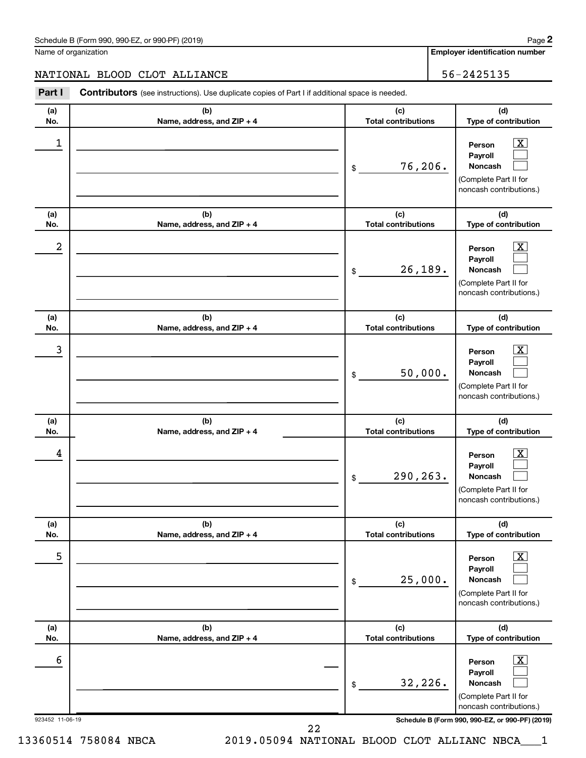Schedule B (Form 990, 990-EZ, or 990-PF) (2019)

Name of organization: NATIONAL BLOOD CLOT ALLIANCE

Employer identification number: 56-2425135

## Part I Contributors

(see instructions). Use duplicate copies of Part I if additional space is needed.

| (a) No. | (b) Name, address, and ZIP + 4 | (c) Total contributions | (d) Type of contribution |
|---|---|---|---|
| 1 | | $ 76,206. | Person [X] Payroll [ ] Noncash [ ] (Complete Part II for noncash contributions.) |
| 2 | | $ 26,189. | Person [X] Payroll [ ] Noncash [ ] (Complete Part II for noncash contributions.) |
| 3 | | $ 50,000. | Person [X] Payroll [ ] Noncash [ ] (Complete Part II for noncash contributions.) |
| 4 | | $ 290,263. | Person [X] Payroll [ ] Noncash [ ] (Complete Part II for noncash contributions.) |
| 5 | | $ 25,000. | Person [X] Payroll [ ] Noncash [ ] (Complete Part II for noncash contributions.) |
| 6 | | $ 32,226. | Person [X] Payroll [ ] Noncash [ ] (Complete Part II for noncash contributions.) |

923452 11-06-19

Schedule B (Form 990, 990-EZ, or 990-PF) (2019)

13360514 758084 NBCA 2019.05094 NATIONAL BLOOD CLOT ALLIANC NBCA___1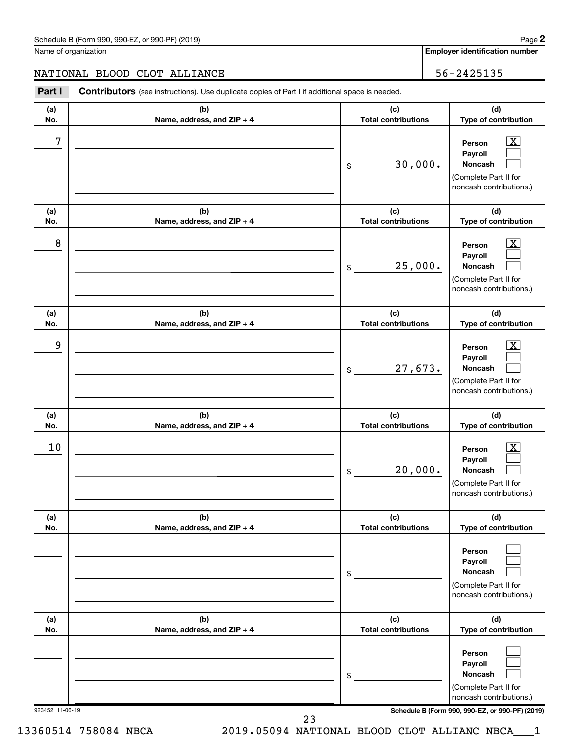Schedule B (Form 990, 990-EZ, or 990-PF) (2019)

Name of organization: NATIONAL BLOOD CLOT ALLIANCE

Employer identification number: 56-2425135

**Part I** **Contributors** (see instructions). Use duplicate copies of Part I if additional space is needed.

| (a) No. | (b) Name, address, and ZIP + 4 | (c) Total contributions | (d) Type of contribution |
|---|---|---|---|
| 7 | | $ 30,000. | Person [X] Payroll [ ] Noncash [ ] (Complete Part II for noncash contributions.) |
| 8 | | $ 25,000. | Person [X] Payroll [ ] Noncash [ ] (Complete Part II for noncash contributions.) |
| 9 | | $ 27,673. | Person [X] Payroll [ ] Noncash [ ] (Complete Part II for noncash contributions.) |
| 10 | | $ 20,000. | Person [X] Payroll [ ] Noncash [ ] (Complete Part II for noncash contributions.) |
| | | $ | Person [ ] Payroll [ ] Noncash [ ] (Complete Part II for noncash contributions.) |
| | | $ | Person [ ] Payroll [ ] Noncash [ ] (Complete Part II for noncash contributions.) |

923452 11-06-19

Schedule B (Form 990, 990-EZ, or 990-PF) (2019)

13360514 758084 NBCA 2019.05094 NATIONAL BLOOD CLOT ALLIANC NBCA___1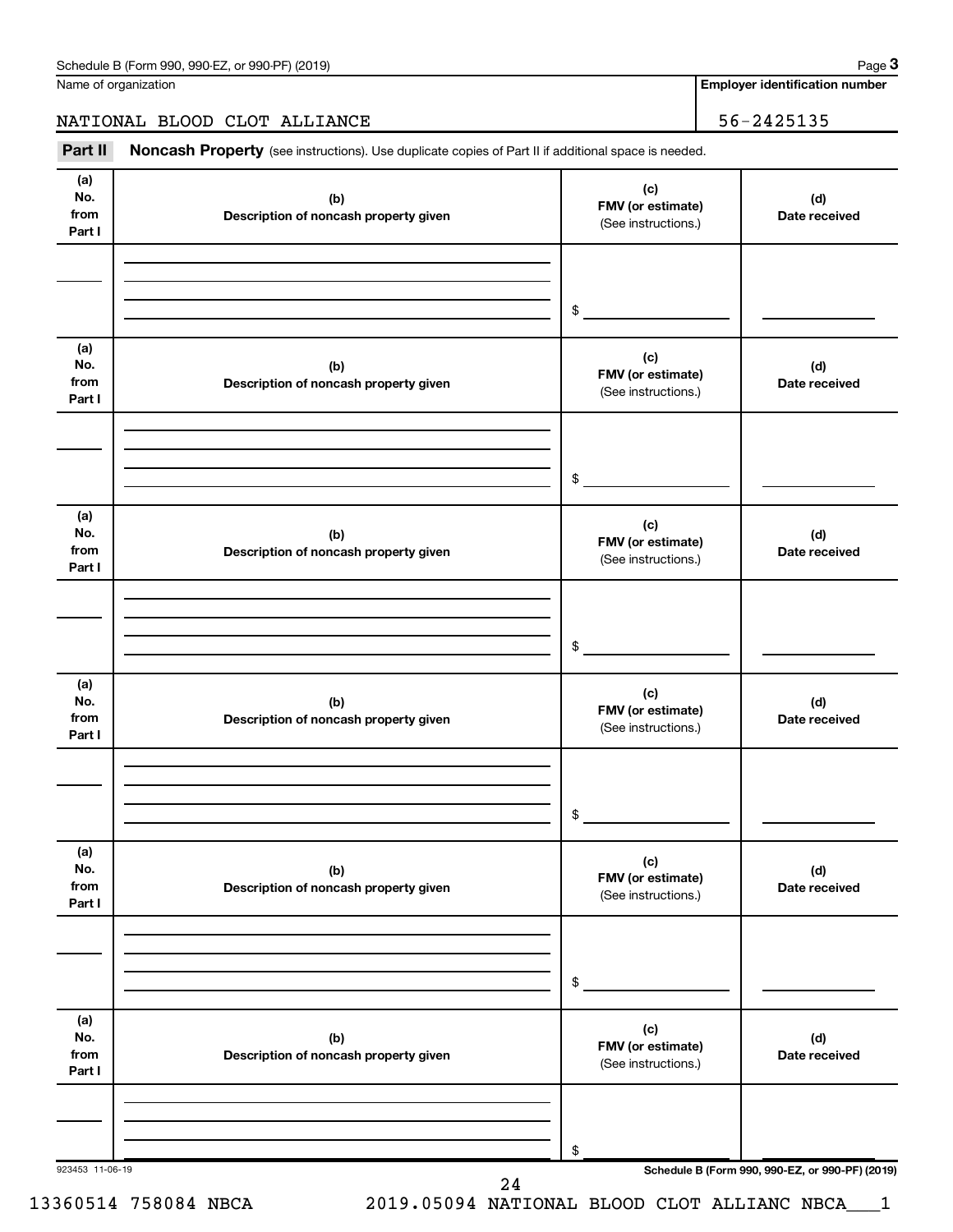Schedule B (Form 990, 990-EZ, or 990-PF) (2019) Page **3**

Name of organization | **Employer identification number**

NATIONAL BLOOD CLOT ALLIANCE | 56-2425135

**Part II** **Noncash Property** (see instructions). Use duplicate copies of Part II if additional space is needed.

| (a) No. from Part I | (b) Description of noncash property given | (c) FMV (or estimate) (See instructions.) | (d) Date received |
|---|---|---|---|
| | | $ | |

| (a) No. from Part I | (b) Description of noncash property given | (c) FMV (or estimate) (See instructions.) | (d) Date received |
|---|---|---|---|
| | | $ | |

| (a) No. from Part I | (b) Description of noncash property given | (c) FMV (or estimate) (See instructions.) | (d) Date received |
|---|---|---|---|
| | | $ | |

| (a) No. from Part I | (b) Description of noncash property given | (c) FMV (or estimate) (See instructions.) | (d) Date received |
|---|---|---|---|
| | | $ | |

| (a) No. from Part I | (b) Description of noncash property given | (c) FMV (or estimate) (See instructions.) | (d) Date received |
|---|---|---|---|
| | | $ | |

| (a) No. from Part I | (b) Description of noncash property given | (c) FMV (or estimate) (See instructions.) | (d) Date received |
|---|---|---|---|
| | | $ | |

923453 11-06-19 **Schedule B (Form 990, 990-EZ, or 990-PF) (2019)**

13360514 758084 NBCA 2019.05094 NATIONAL BLOOD CLOT ALLIANC NBCA___1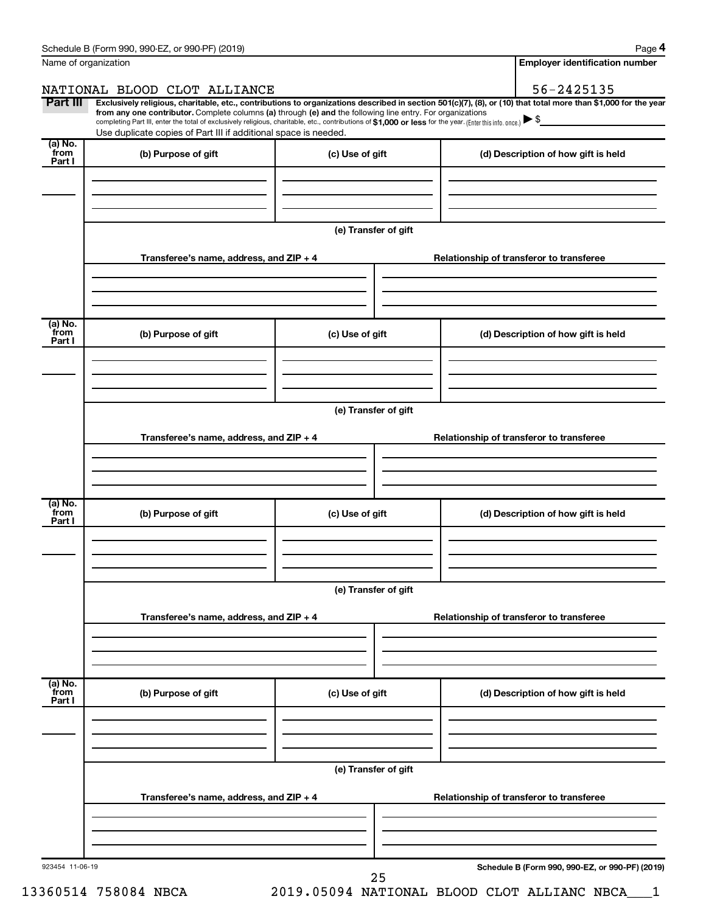Schedule B (Form 990, 990-EZ, or 990-PF) (2019)

Name of organization: NATIONAL BLOOD CLOT ALLIANCE

Employer identification number: 56-2425135

**Part III** **Exclusively religious, charitable, etc., contributions to organizations described in section 501(c)(7), (8), or (10) that total more than $1,000 for the year from any one contributor.** Complete columns **(a)** through **(e)** and the following line entry. For organizations completing Part III, enter the total of exclusively religious, charitable, etc., contributions of **$1,000 or less** for the year. (Enter this info. once.) ▶ $

Use duplicate copies of Part III if additional space is needed.

| (a) No. from Part I | (b) Purpose of gift | (c) Use of gift | (d) Description of how gift is held |
|---|---|---|---|
| | | | |

(e) Transfer of gift

| Transferee's name, address, and ZIP + 4 | Relationship of transferor to transferee |
|---|---|
| | |

| (a) No. from Part I | (b) Purpose of gift | (c) Use of gift | (d) Description of how gift is held |
|---|---|---|---|
| | | | |

(e) Transfer of gift

| Transferee's name, address, and ZIP + 4 | Relationship of transferor to transferee |
|---|---|
| | |

| (a) No. from Part I | (b) Purpose of gift | (c) Use of gift | (d) Description of how gift is held |
|---|---|---|---|
| | | | |

(e) Transfer of gift

| Transferee's name, address, and ZIP + 4 | Relationship of transferor to transferee |
|---|---|
| | |

| (a) No. from Part I | (b) Purpose of gift | (c) Use of gift | (d) Description of how gift is held |
|---|---|---|---|
| | | | |

(e) Transfer of gift

| Transferee's name, address, and ZIP + 4 | Relationship of transferor to transferee |
|---|---|
| | |

923454 11-06-19

Schedule B (Form 990, 990-EZ, or 990-PF) (2019)

13360514 758084 NBCA 2019.05094 NATIONAL BLOOD CLOT ALLIANC NBCA___1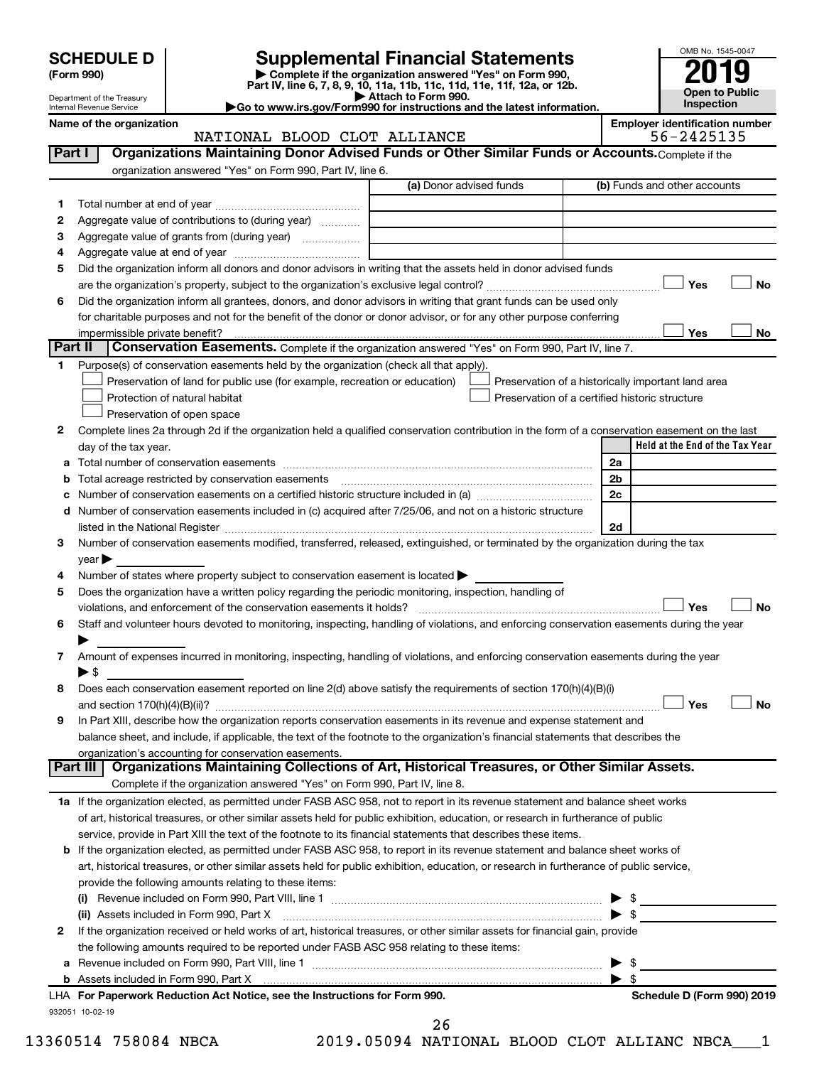**SCHEDULE D**
**(Form 990)**

Department of the Treasury
Internal Revenue Service

# Supplemental Financial Statements

▶ Complete if the organization answered "Yes" on Form 990, Part IV, line 6, 7, 8, 9, 10, 11a, 11b, 11c, 11d, 11e, 11f, 12a, or 12b.
▶ Attach to Form 990.
▶Go to www.irs.gov/Form990 for instructions and the latest information.

OMB No. 1545-0047
**2019**
**Open to Public Inspection**

**Name of the organization**
NATIONAL BLOOD CLOT ALLIANCE

**Employer identification number**
56-2425135

## Part I — Organizations Maintaining Donor Advised Funds or Other Similar Funds or Accounts.

Complete if the organization answered "Yes" on Form 990, Part IV, line 6.

| | | (a) Donor advised funds | (b) Funds and other accounts |
|---|---|---|---|
| 1 | Total number at end of year | | |
| 2 | Aggregate value of contributions to (during year) | | |
| 3 | Aggregate value of grants from (during year) | | |
| 4 | Aggregate value at end of year | | |

5 Did the organization inform all donors and donor advisors in writing that the assets held in donor advised funds are the organization's property, subject to the organization's exclusive legal control? ☐ Yes ☐ No

6 Did the organization inform all grantees, donors, and donor advisors in writing that grant funds can be used only for charitable purposes and not for the benefit of the donor or donor advisor, or for any other purpose conferring impermissible private benefit? ☐ Yes ☐ No

## Part II — Conservation Easements.

Complete if the organization answered "Yes" on Form 990, Part IV, line 7.

1 Purpose(s) of conservation easements held by the organization (check all that apply).

- ☐ Preservation of land for public use (for example, recreation or education)
- ☐ Preservation of a historically important land area
- ☐ Protection of natural habitat
- ☐ Preservation of a certified historic structure
- ☐ Preservation of open space

2 Complete lines 2a through 2d if the organization held a qualified conservation contribution in the form of a conservation easement on the last day of the tax year.

| | | | Held at the End of the Tax Year |
|---|---|---|---|
| a | Total number of conservation easements | 2a | |
| b | Total acreage restricted by conservation easements | 2b | |
| c | Number of conservation easements on a certified historic structure included in (a) | 2c | |
| d | Number of conservation easements included in (c) acquired after 7/25/06, and not on a historic structure listed in the National Register | 2d | |

3 Number of conservation easements modified, transferred, released, extinguished, or terminated by the organization during the tax year ▶

4 Number of states where property subject to conservation easement is located ▶

5 Does the organization have a written policy regarding the periodic monitoring, inspection, handling of violations, and enforcement of the conservation easements it holds? ☐ Yes ☐ No

6 Staff and volunteer hours devoted to monitoring, inspecting, handling of violations, and enforcing conservation easements during the year ▶

7 Amount of expenses incurred in monitoring, inspecting, handling of violations, and enforcing conservation easements during the year ▶ $

8 Does each conservation easement reported on line 2(d) above satisfy the requirements of section 170(h)(4)(B)(i) and section 170(h)(4)(B)(ii)? ☐ Yes ☐ No

9 In Part XIII, describe how the organization reports conservation easements in its revenue and expense statement and balance sheet, and include, if applicable, the text of the footnote to the organization's financial statements that describes the organization's accounting for conservation easements.

## Part III — Organizations Maintaining Collections of Art, Historical Treasures, or Other Similar Assets.

Complete if the organization answered "Yes" on Form 990, Part IV, line 8.

1a If the organization elected, as permitted under FASB ASC 958, not to report in its revenue statement and balance sheet works of art, historical treasures, or other similar assets held for public exhibition, education, or research in furtherance of public service, provide in Part XIII the text of the footnote to its financial statements that describes these items.

b If the organization elected, as permitted under FASB ASC 958, to report in its revenue statement and balance sheet works of art, historical treasures, or other similar assets held for public exhibition, education, or research in furtherance of public service, provide the following amounts relating to these items:

(i) Revenue included on Form 990, Part VIII, line 1 ▶ $

(ii) Assets included in Form 990, Part X ▶ $

2 If the organization received or held works of art, historical treasures, or other similar assets for financial gain, provide the following amounts required to be reported under FASB ASC 958 relating to these items:

a Revenue included on Form 990, Part VIII, line 1 ▶ $

b Assets included in Form 990, Part X ▶ $

LHA For Paperwork Reduction Act Notice, see the Instructions for Form 990. — Schedule D (Form 990) 2019

932051 10-02-19

13360514 758084 NBCA — 2019.05094 NATIONAL BLOOD CLOT ALLIANC NBCA___1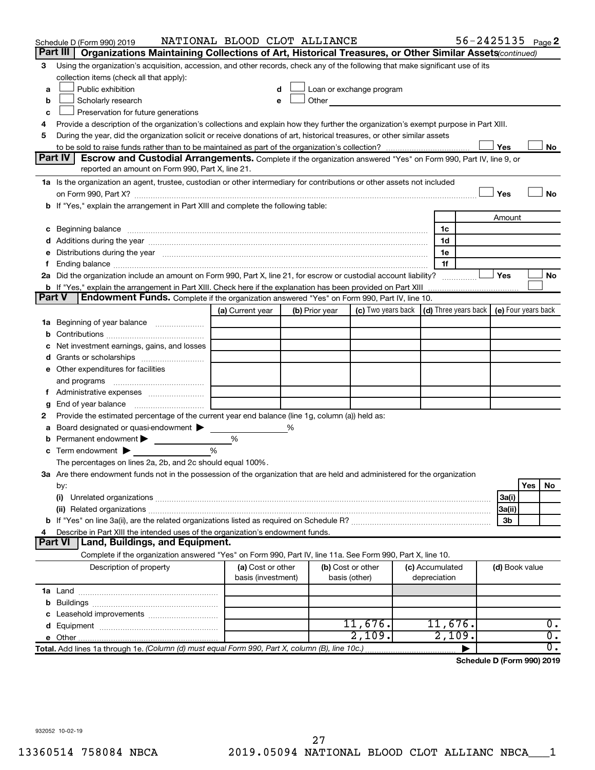Schedule D (Form 990) 2019 NATIONAL BLOOD CLOT ALLIANCE 56-2425135 Page 2

## Part III Organizations Maintaining Collections of Art, Historical Treasures, or Other Similar Assets *(continued)*

3 Using the organization's acquisition, accession, and other records, check any of the following that make significant use of its collection items (check all that apply):

- a ☐ Public exhibition
- b ☐ Scholarly research
- c ☐ Preservation for future generations
- d ☐ Loan or exchange program
- e ☐ Other

4 Provide a description of the organization's collections and explain how they further the organization's exempt purpose in Part XIII.

5 During the year, did the organization solicit or receive donations of art, historical treasures, or other similar assets to be sold to raise funds rather than to be maintained as part of the organization's collection? ☐ Yes ☐ No

## Part IV Escrow and Custodial Arrangements.

Complete if the organization answered "Yes" on Form 990, Part IV, line 9, or reported an amount on Form 990, Part X, line 21.

1a Is the organization an agent, trustee, custodian or other intermediary for contributions or other assets not included on Form 990, Part X? ☐ Yes ☐ No

b If "Yes," explain the arrangement in Part XIII and complete the following table:

| | | Amount |
|---|---|---|
| c Beginning balance | 1c | |
| d Additions during the year | 1d | |
| e Distributions during the year | 1e | |
| f Ending balance | 1f | |

2a Did the organization include an amount on Form 990, Part X, line 21, for escrow or custodial account liability? ☐ Yes ☐ No

b If "Yes," explain the arrangement in Part XIII. Check here if the explanation has been provided on Part XIII ☐

## Part V Endowment Funds.

Complete if the organization answered "Yes" on Form 990, Part IV, line 10.

| | (a) Current year | (b) Prior year | (c) Two years back | (d) Three years back | (e) Four years back |
|---|---|---|---|---|---|
| 1a Beginning of year balance | | | | | |
| b Contributions | | | | | |
| c Net investment earnings, gains, and losses | | | | | |
| d Grants or scholarships | | | | | |
| e Other expenditures for facilities and programs | | | | | |
| f Administrative expenses | | | | | |
| g End of year balance | | | | | |

2 Provide the estimated percentage of the current year end balance (line 1g, column (a)) held as:

- a Board designated or quasi-endowment ▶ %
- b Permanent endowment ▶ %
- c Term endowment ▶ %

The percentages on lines 2a, 2b, and 2c should equal 100%.

3a Are there endowment funds not in the possession of the organization that are held and administered for the organization by:

| | | Yes | No |
|---|---|---|---|
| (i) Unrelated organizations | 3a(i) | | |
| (ii) Related organizations | 3a(ii) | | |
| b If "Yes" on line 3a(ii), are the related organizations listed as required on Schedule R? | 3b | | |

4 Describe in Part XIII the intended uses of the organization's endowment funds.

## Part VI Land, Buildings, and Equipment.

Complete if the organization answered "Yes" on Form 990, Part IV, line 11a. See Form 990, Part X, line 10.

| Description of property | (a) Cost or other basis (investment) | (b) Cost or other basis (other) | (c) Accumulated depreciation | (d) Book value |
|---|---|---|---|---|
| 1a Land | | | | |
| b Buildings | | | | |
| c Leasehold improvements | | | | |
| d Equipment | | 11,676. | 11,676. | 0. |
| e Other | | 2,109. | 2,109. | 0. |
| **Total.** Add lines 1a through 1e. *(Column (d) must equal Form 990, Part X, column (B), line 10c.)* | | | ▶ | 0. |

**Schedule D (Form 990) 2019**

932052 10-02-19

13360514 758084 NBCA 2019.05094 NATIONAL BLOOD CLOT ALLIANC NBCA___1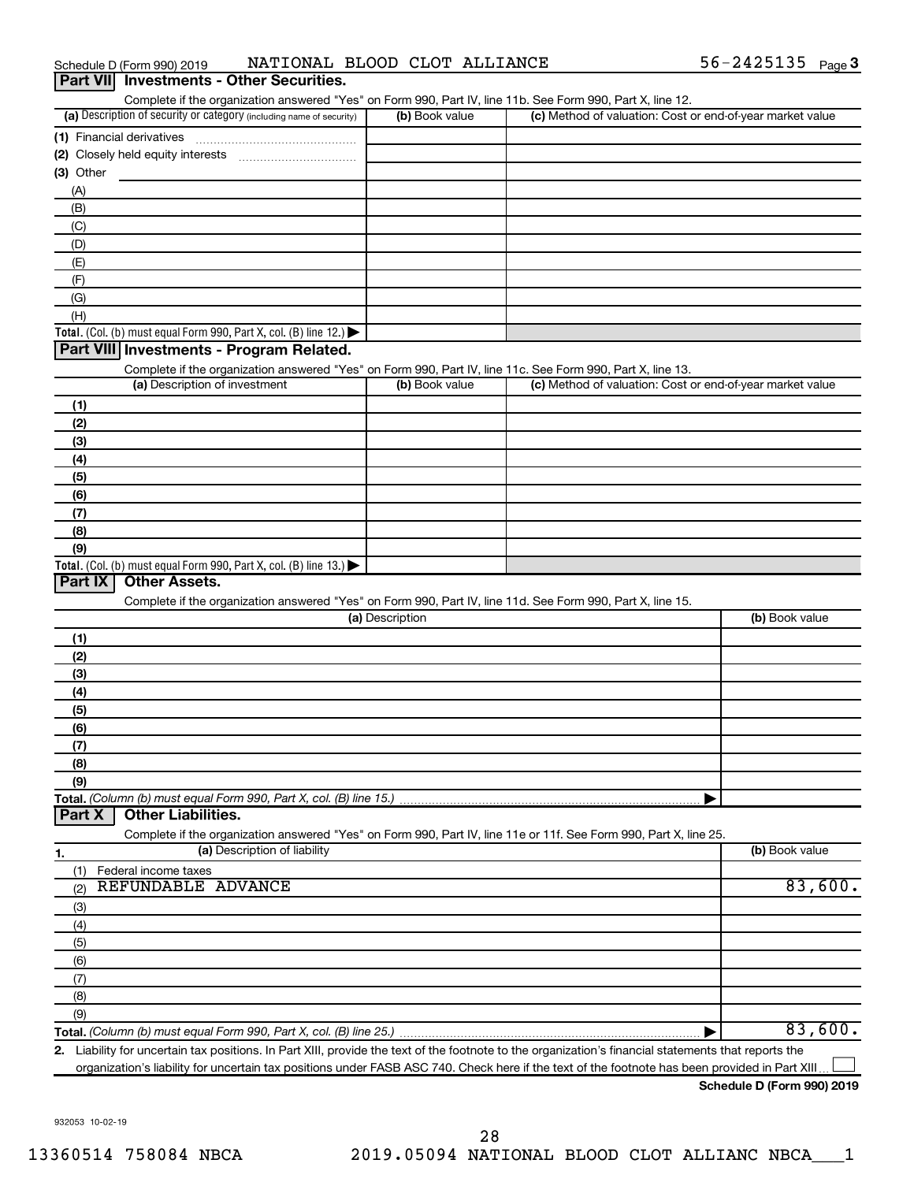Schedule D (Form 990) 2019 NATIONAL BLOOD CLOT ALLIANCE 56-2425135 Page 3

## Part VII Investments - Other Securities.

Complete if the organization answered "Yes" on Form 990, Part IV, line 11b. See Form 990, Part X, line 12.

| (a) Description of security or category (including name of security) | (b) Book value | (c) Method of valuation: Cost or end-of-year market value |
|---|---|---|
| (1) Financial derivatives | | |
| (2) Closely held equity interests | | |
| (3) Other | | |
| (A) | | |
| (B) | | |
| (C) | | |
| (D) | | |
| (E) | | |
| (F) | | |
| (G) | | |
| (H) | | |
| Total. (Col. (b) must equal Form 990, Part X, col. (B) line 12.) ▶ | | |

## Part VIII Investments - Program Related.

Complete if the organization answered "Yes" on Form 990, Part IV, line 11c. See Form 990, Part X, line 13.

| (a) Description of investment | (b) Book value | (c) Method of valuation: Cost or end-of-year market value |
|---|---|---|
| (1) | | |
| (2) | | |
| (3) | | |
| (4) | | |
| (5) | | |
| (6) | | |
| (7) | | |
| (8) | | |
| (9) | | |
| Total. (Col. (b) must equal Form 990, Part X, col. (B) line 13.) ▶ | | |

## Part IX Other Assets.

Complete if the organization answered "Yes" on Form 990, Part IV, line 11d. See Form 990, Part X, line 15.

| (a) Description | (b) Book value |
|---|---|
| (1) | |
| (2) | |
| (3) | |
| (4) | |
| (5) | |
| (6) | |
| (7) | |
| (8) | |
| (9) | |
| Total. (Column (b) must equal Form 990, Part X, col. (B) line 15.) ▶ | |

## Part X Other Liabilities.

Complete if the organization answered "Yes" on Form 990, Part IV, line 11e or 11f. See Form 990, Part X, line 25.

| 1. (a) Description of liability | (b) Book value |
|---|---|
| (1) Federal income taxes | |
| (2) REFUNDABLE ADVANCE | 83,600. |
| (3) | |
| (4) | |
| (5) | |
| (6) | |
| (7) | |
| (8) | |
| (9) | |
| Total. (Column (b) must equal Form 990, Part X, col. (B) line 25.) ▶ | 83,600. |

2. Liability for uncertain tax positions. In Part XIII, provide the text of the footnote to the organization's financial statements that reports the organization's liability for uncertain tax positions under FASB ASC 740. Check here if the text of the footnote has been provided in Part XIII ☐

Schedule D (Form 990) 2019

932053 10-02-19

13360514 758084 NBCA 2019.05094 NATIONAL BLOOD CLOT ALLIANC NBCA___1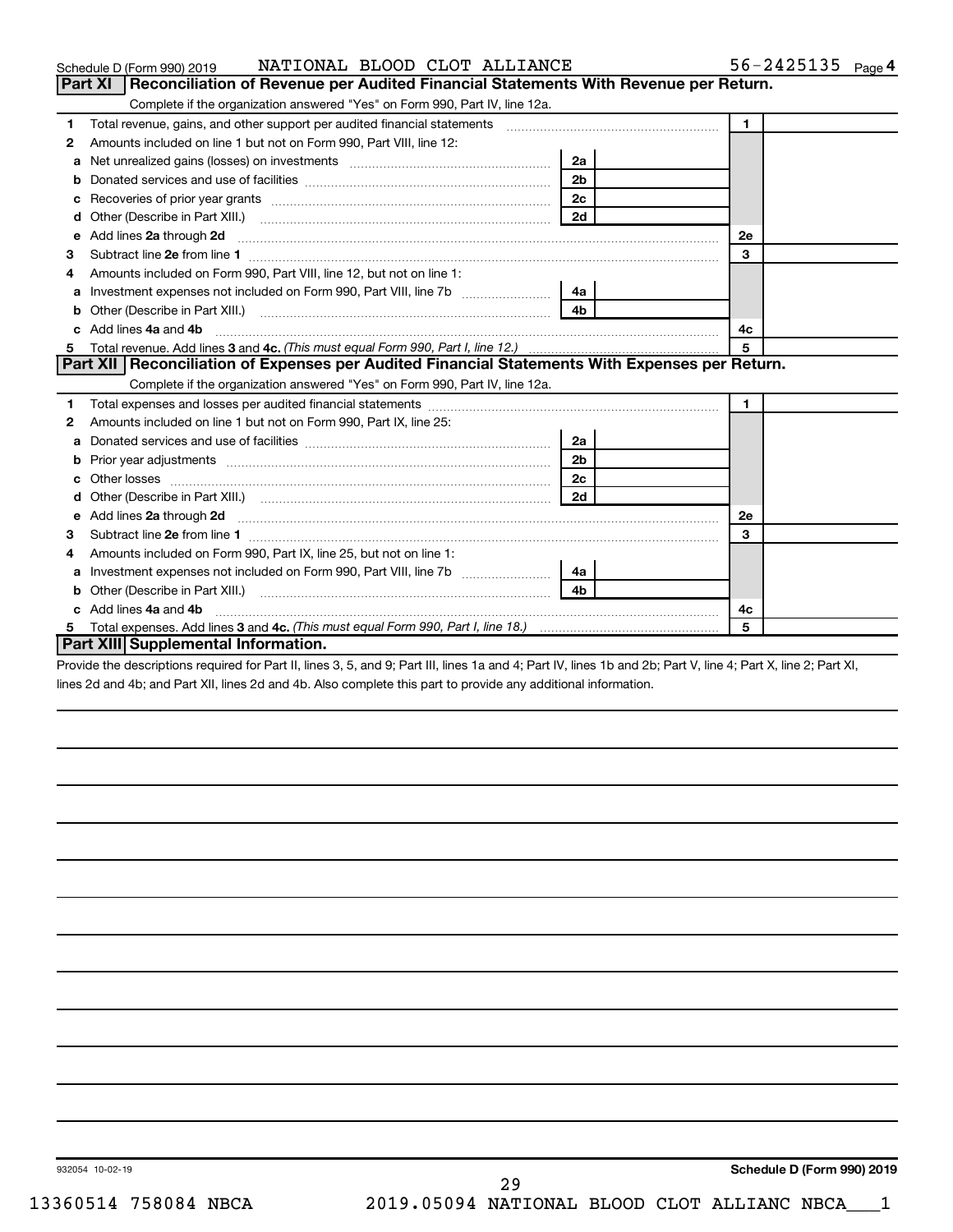Schedule D (Form 990) 2019 NATIONAL BLOOD CLOT ALLIANCE 56-2425135 Page 4

## Part XI Reconciliation of Revenue per Audited Financial Statements With Revenue per Return.

Complete if the organization answered "Yes" on Form 990, Part IV, line 12a.

| | | | | | |
|---|---|---|---|---|---|
| 1 | Total revenue, gains, and other support per audited financial statements | | | 1 | |
| 2 | Amounts included on line 1 but not on Form 990, Part VIII, line 12: | | | | |
| a | Net unrealized gains (losses) on investments | 2a | | | |
| b | Donated services and use of facilities | 2b | | | |
| c | Recoveries of prior year grants | 2c | | | |
| d | Other (Describe in Part XIII.) | 2d | | | |
| e | Add lines **2a** through **2d** | | | 2e | |
| 3 | Subtract line **2e** from line **1** | | | 3 | |
| 4 | Amounts included on Form 990, Part VIII, line 12, but not on line 1: | | | | |
| a | Investment expenses not included on Form 990, Part VIII, line 7b | 4a | | | |
| b | Other (Describe in Part XIII.) | 4b | | | |
| c | Add lines **4a** and **4b** | | | 4c | |
| 5 | Total revenue. Add lines **3** and **4c.** *(This must equal Form 990, Part I, line 12.)* | | | 5 | |

## Part XII Reconciliation of Expenses per Audited Financial Statements With Expenses per Return.

Complete if the organization answered "Yes" on Form 990, Part IV, line 12a.

| | | | | | |
|---|---|---|---|---|---|
| 1 | Total expenses and losses per audited financial statements | | | 1 | |
| 2 | Amounts included on line 1 but not on Form 990, Part IX, line 25: | | | | |
| a | Donated services and use of facilities | 2a | | | |
| b | Prior year adjustments | 2b | | | |
| c | Other losses | 2c | | | |
| d | Other (Describe in Part XIII.) | 2d | | | |
| e | Add lines **2a** through **2d** | | | 2e | |
| 3 | Subtract line **2e** from line **1** | | | 3 | |
| 4 | Amounts included on Form 990, Part IX, line 25, but not on line 1: | | | | |
| a | Investment expenses not included on Form 990, Part VIII, line 7b | 4a | | | |
| b | Other (Describe in Part XIII.) | 4b | | | |
| c | Add lines **4a** and **4b** | | | 4c | |
| 5 | Total expenses. Add lines **3** and **4c.** *(This must equal Form 990, Part I, line 18.)* | | | 5 | |

## Part XIII Supplemental Information.

Provide the descriptions required for Part II, lines 3, 5, and 9; Part III, lines 1a and 4; Part IV, lines 1b and 2b; Part V, line 4; Part X, line 2; Part XI, lines 2d and 4b; and Part XII, lines 2d and 4b. Also complete this part to provide any additional information.

932054 10-02-19

**Schedule D (Form 990) 2019**

13360514 758084 NBCA 2019.05094 NATIONAL BLOOD CLOT ALLIANC NBCA___1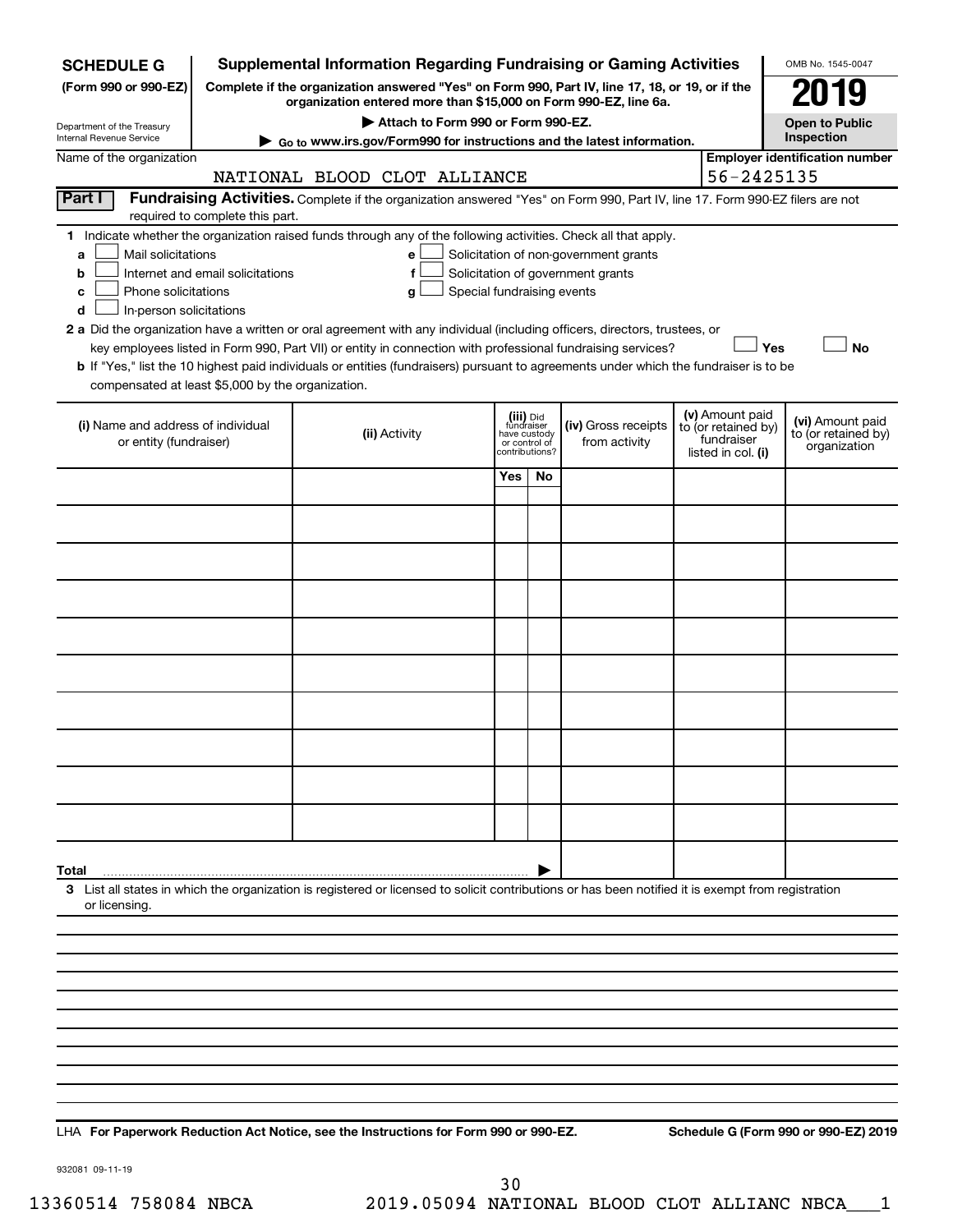**SCHEDULE G**
**(Form 990 or 990-EZ)**

Department of the Treasury
Internal Revenue Service

# Supplemental Information Regarding Fundraising or Gaming Activities

**Complete if the organization answered "Yes" on Form 990, Part IV, line 17, 18, or 19, or if the organization entered more than $15,000 on Form 990-EZ, line 6a.**

▶ **Attach to Form 990 or Form 990-EZ.**

▶ **Go to www.irs.gov/Form990 for instructions and the latest information.**

OMB No. 1545-0047

**2019**

**Open to Public Inspection**

Name of the organization: NATIONAL BLOOD CLOT ALLIANCE

**Employer identification number:** 56-2425135

**Part I** **Fundraising Activities.** Complete if the organization answered "Yes" on Form 990, Part IV, line 17. Form 990-EZ filers are not required to complete this part.

**1** Indicate whether the organization raised funds through any of the following activities. Check all that apply.

- **a** ☐ Mail solicitations
- **b** ☐ Internet and email solicitations
- **c** ☐ Phone solicitations
- **d** ☐ In-person solicitations
- **e** ☐ Solicitation of non-government grants
- **f** ☐ Solicitation of government grants
- **g** ☐ Special fundraising events

**2 a** Did the organization have a written or oral agreement with any individual (including officers, directors, trustees, or key employees listed in Form 990, Part VII) or entity in connection with professional fundraising services? ☐ **Yes** ☐ **No**

**b** If "Yes," list the 10 highest paid individuals or entities (fundraisers) pursuant to agreements under which the fundraiser is to be compensated at least $5,000 by the organization.

| (i) Name and address of individual or entity (fundraiser) | (ii) Activity | (iii) Did fundraiser have custody or control of contributions? | | (iv) Gross receipts from activity | (v) Amount paid to (or retained by) fundraiser listed in col. (i) | (vi) Amount paid to (or retained by) organization |
|---|---|---|---|---|---|---|
| | | Yes | No | | | |
| | | | | | | |
| | | | | | | |
| | | | | | | |
| | | | | | | |
| | | | | | | |
| | | | | | | |
| | | | | | | |
| | | | | | | |
| | | | | | | |
| | | | | | | |
| **Total** | | | | | | |

**3** List all states in which the organization is registered or licensed to solicit contributions or has been notified it is exempt from registration or licensing.

LHA **For Paperwork Reduction Act Notice, see the Instructions for Form 990 or 990-EZ.** **Schedule G (Form 990 or 990-EZ) 2019**

932081 09-11-19

13360514 758084 NBCA 2019.05094 NATIONAL BLOOD CLOT ALLIANC NBCA___1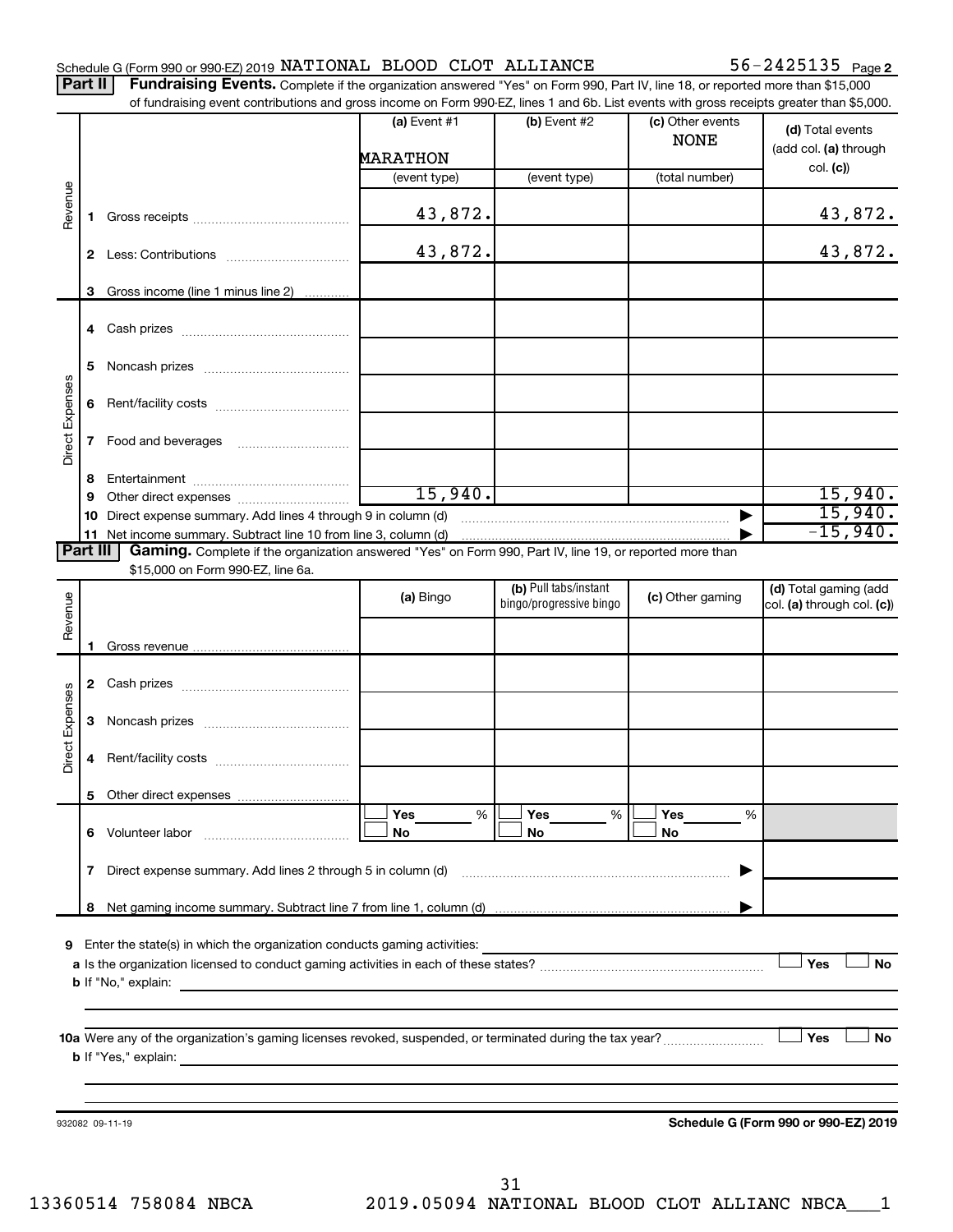Schedule G (Form 990 or 990-EZ) 2019 NATIONAL BLOOD CLOT ALLIANCE 56-2425135 Page 2

**Part II** **Fundraising Events.** Complete if the organization answered "Yes" on Form 990, Part IV, line 18, or reported more than $15,000 of fundraising event contributions and gross income on Form 990-EZ, lines 1 and 6b. List events with gross receipts greater than $5,000.

| | | (a) Event #1 MARATHON (event type) | (b) Event #2 (event type) | (c) Other events NONE (total number) | (d) Total events (add col. (a) through col. (c)) |
|---|---|---|---|---|---|
| Revenue | 1 Gross receipts | 43,872. | | | 43,872. |
| | 2 Less: Contributions | 43,872. | | | 43,872. |
| | 3 Gross income (line 1 minus line 2) | | | | |
| Direct Expenses | 4 Cash prizes | | | | |
| | 5 Noncash prizes | | | | |
| | 6 Rent/facility costs | | | | |
| | 7 Food and beverages | | | | |
| | 8 Entertainment | | | | |
| | 9 Other direct expenses | 15,940. | | | 15,940. |
| | 10 Direct expense summary. Add lines 4 through 9 in column (d) | | | | 15,940. |
| | 11 Net income summary. Subtract line 10 from line 3, column (d) | | | | -15,940. |

**Part III** **Gaming.** Complete if the organization answered "Yes" on Form 990, Part IV, line 19, or reported more than $15,000 on Form 990-EZ, line 6a.

| | | (a) Bingo | (b) Pull tabs/instant bingo/progressive bingo | (c) Other gaming | (d) Total gaming (add col. (a) through col. (c)) |
|---|---|---|---|---|---|
| Revenue | 1 Gross revenue | | | | |
| Direct Expenses | 2 Cash prizes | | | | |
| | 3 Noncash prizes | | | | |
| | 4 Rent/facility costs | | | | |
| | 5 Other direct expenses | | | | |
| | 6 Volunteer labor | ☐ Yes ___% ☐ No | ☐ Yes ___% ☐ No | ☐ Yes ___% ☐ No | |
| | 7 Direct expense summary. Add lines 2 through 5 in column (d) | | | | |
| | 8 Net gaming income summary. Subtract line 7 from line 1, column (d) | | | | |

9 Enter the state(s) in which the organization conducts gaming activities: ____________________

a Is the organization licensed to conduct gaming activities in each of these states? ☐ Yes ☐ No

b If "No," explain: ____________________

10a Were any of the organization's gaming licenses revoked, suspended, or terminated during the tax year? ☐ Yes ☐ No

b If "Yes," explain: ____________________

932082 09-11-19

**Schedule G (Form 990 or 990-EZ) 2019**

13360514 758084 NBCA 2019.05094 NATIONAL BLOOD CLOT ALLIANC NBCA___1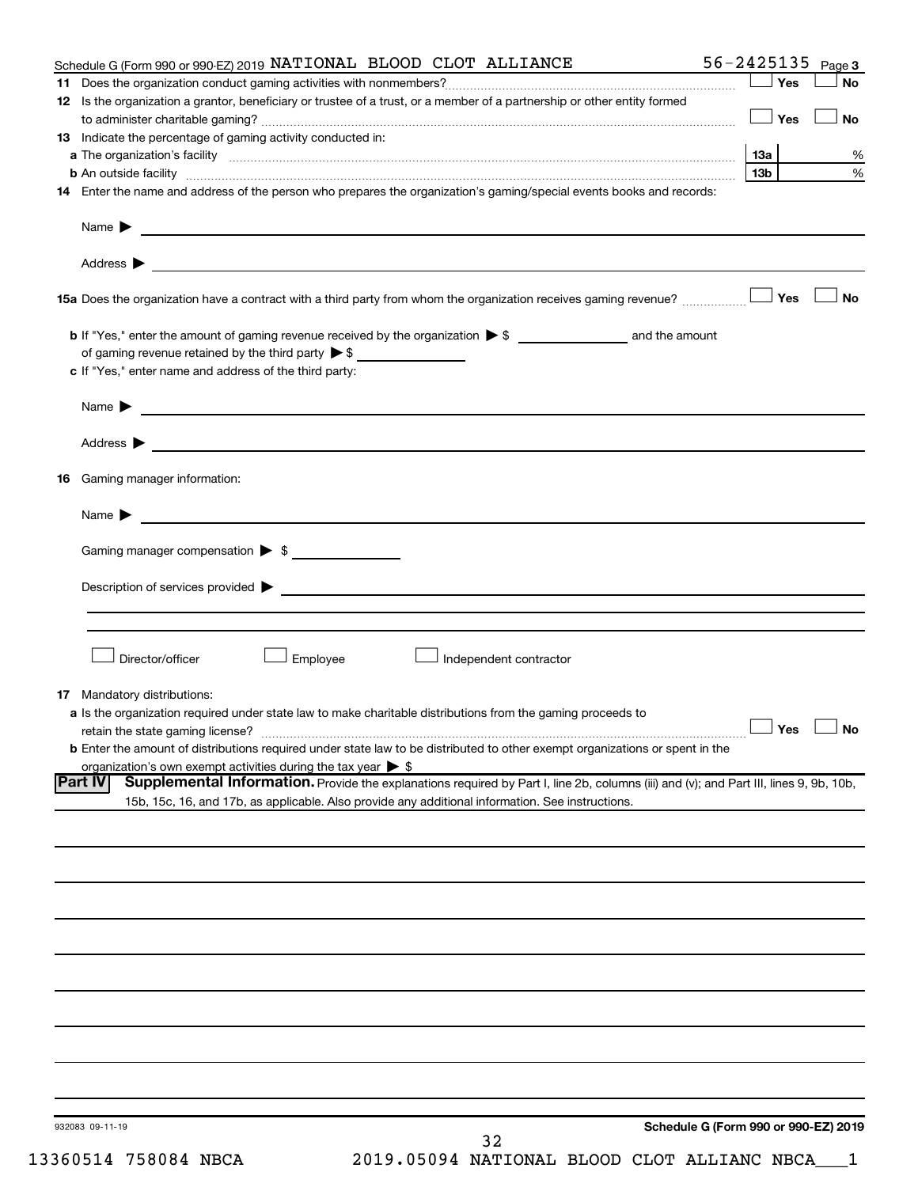Schedule G (Form 990 or 990-EZ) 2019 NATIONAL BLOOD CLOT ALLIANCE 56-2425135 Page 3

**11** Does the organization conduct gaming activities with nonmembers? ☐ Yes ☐ No

**12** Is the organization a grantor, beneficiary or trustee of a trust, or a member of a partnership or other entity formed to administer charitable gaming? ☐ Yes ☐ No

**13** Indicate the percentage of gaming activity conducted in:

**a** The organization's facility **13a** %

**b** An outside facility **13b** %

**14** Enter the name and address of the person who prepares the organization's gaming/special events books and records:

Name ▶

Address ▶

**15a** Does the organization have a contract with a third party from whom the organization receives gaming revenue? ☐ Yes ☐ No

**b** If "Yes," enter the amount of gaming revenue received by the organization ▶ $ ______ and the amount of gaming revenue retained by the third party ▶ $ ______

**c** If "Yes," enter name and address of the third party:

Name ▶

Address ▶

**16** Gaming manager information:

Name ▶

Gaming manager compensation ▶ $

Description of services provided ▶

☐ Director/officer ☐ Employee ☐ Independent contractor

**17** Mandatory distributions:

**a** Is the organization required under state law to make charitable distributions from the gaming proceeds to retain the state gaming license? ☐ Yes ☐ No

**b** Enter the amount of distributions required under state law to be distributed to other exempt organizations or spent in the organization's own exempt activities during the tax year ▶ $

## Part IV Supplemental Information.

Provide the explanations required by Part I, line 2b, columns (iii) and (v); and Part III, lines 9, 9b, 10b, 15b, 15c, 16, and 17b, as applicable. Also provide any additional information. See instructions.

932083 09-11-19

Schedule G (Form 990 or 990-EZ) 2019

13360514 758084 NBCA 2019.05094 NATIONAL BLOOD CLOT ALLIANC NBCA___1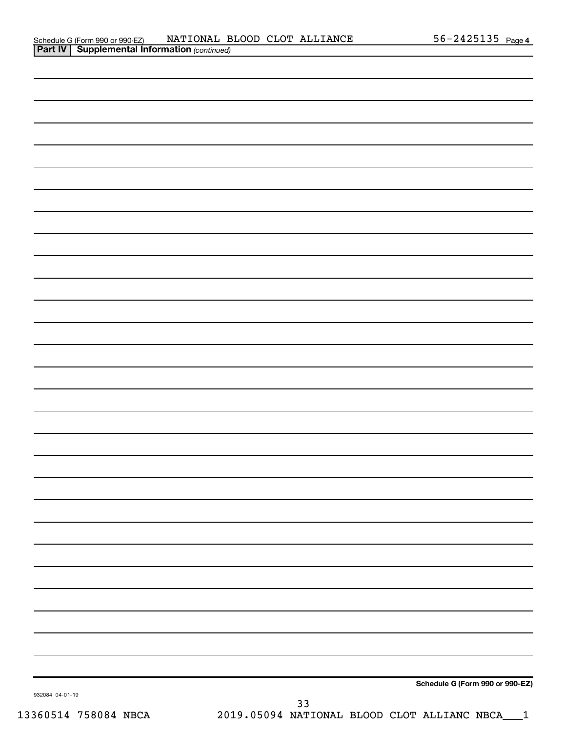Schedule G (Form 990 or 990-EZ) NATIONAL BLOOD CLOT ALLIANCE 56-2425135 Page 4

**Part IV | Supplemental Information** *(continued)*

**Schedule G (Form 990 or 990-EZ)**

932084 04-01-19

13360514 758084 NBCA 2019.05094 NATIONAL BLOOD CLOT ALLIANC NBCA___1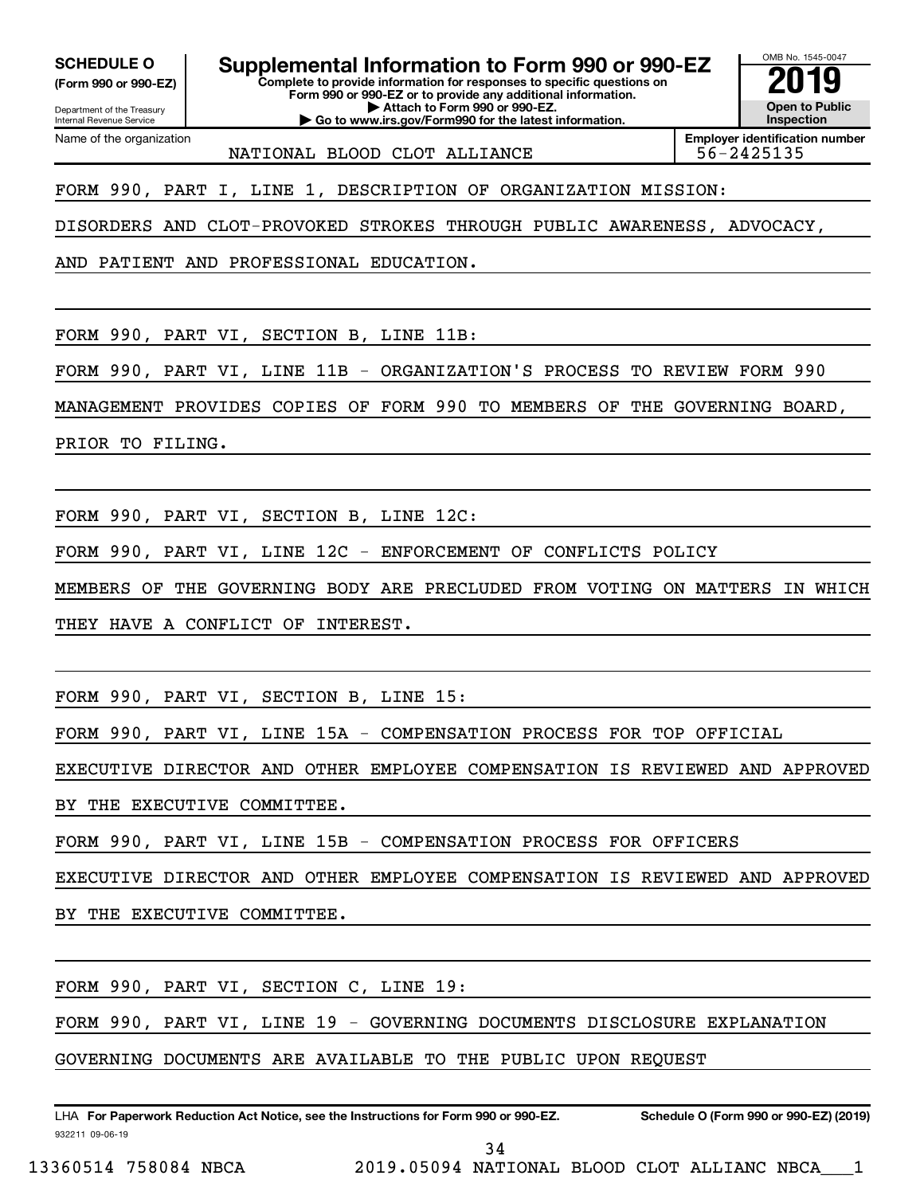**SCHEDULE O**
**(Form 990 or 990-EZ)**

Department of the Treasury
Internal Revenue Service

# Supplemental Information to Form 990 or 990-EZ

**Complete to provide information for responses to specific questions on Form 990 or 990-EZ or to provide any additional information.**
**▶ Attach to Form 990 or 990-EZ.**
**▶ Go to www.irs.gov/Form990 for the latest information.**

OMB No. 1545-0047
**2019**
**Open to Public Inspection**

| Name of the organization | Employer identification number |
|---|---|
| NATIONAL BLOOD CLOT ALLIANCE | 56-2425135 |

FORM 990, PART I, LINE 1, DESCRIPTION OF ORGANIZATION MISSION:

DISORDERS AND CLOT-PROVOKED STROKES THROUGH PUBLIC AWARENESS, ADVOCACY, AND PATIENT AND PROFESSIONAL EDUCATION.

FORM 990, PART VI, SECTION B, LINE 11B:

FORM 990, PART VI, LINE 11B - ORGANIZATION'S PROCESS TO REVIEW FORM 990

MANAGEMENT PROVIDES COPIES OF FORM 990 TO MEMBERS OF THE GOVERNING BOARD, PRIOR TO FILING.

FORM 990, PART VI, SECTION B, LINE 12C:

FORM 990, PART VI, LINE 12C - ENFORCEMENT OF CONFLICTS POLICY

MEMBERS OF THE GOVERNING BODY ARE PRECLUDED FROM VOTING ON MATTERS IN WHICH THEY HAVE A CONFLICT OF INTEREST.

FORM 990, PART VI, SECTION B, LINE 15:

FORM 990, PART VI, LINE 15A - COMPENSATION PROCESS FOR TOP OFFICIAL

EXECUTIVE DIRECTOR AND OTHER EMPLOYEE COMPENSATION IS REVIEWED AND APPROVED BY THE EXECUTIVE COMMITTEE.

FORM 990, PART VI, LINE 15B - COMPENSATION PROCESS FOR OFFICERS

EXECUTIVE DIRECTOR AND OTHER EMPLOYEE COMPENSATION IS REVIEWED AND APPROVED BY THE EXECUTIVE COMMITTEE.

FORM 990, PART VI, SECTION C, LINE 19:

FORM 990, PART VI, LINE 19 - GOVERNING DOCUMENTS DISCLOSURE EXPLANATION

GOVERNING DOCUMENTS ARE AVAILABLE TO THE PUBLIC UPON REQUEST

LHA **For Paperwork Reduction Act Notice, see the Instructions for Form 990 or 990-EZ.** **Schedule O (Form 990 or 990-EZ) (2019)**
932211 09-06-19

13360514 758084 NBCA 2019.05094 NATIONAL BLOOD CLOT ALLIANC NBCA___1